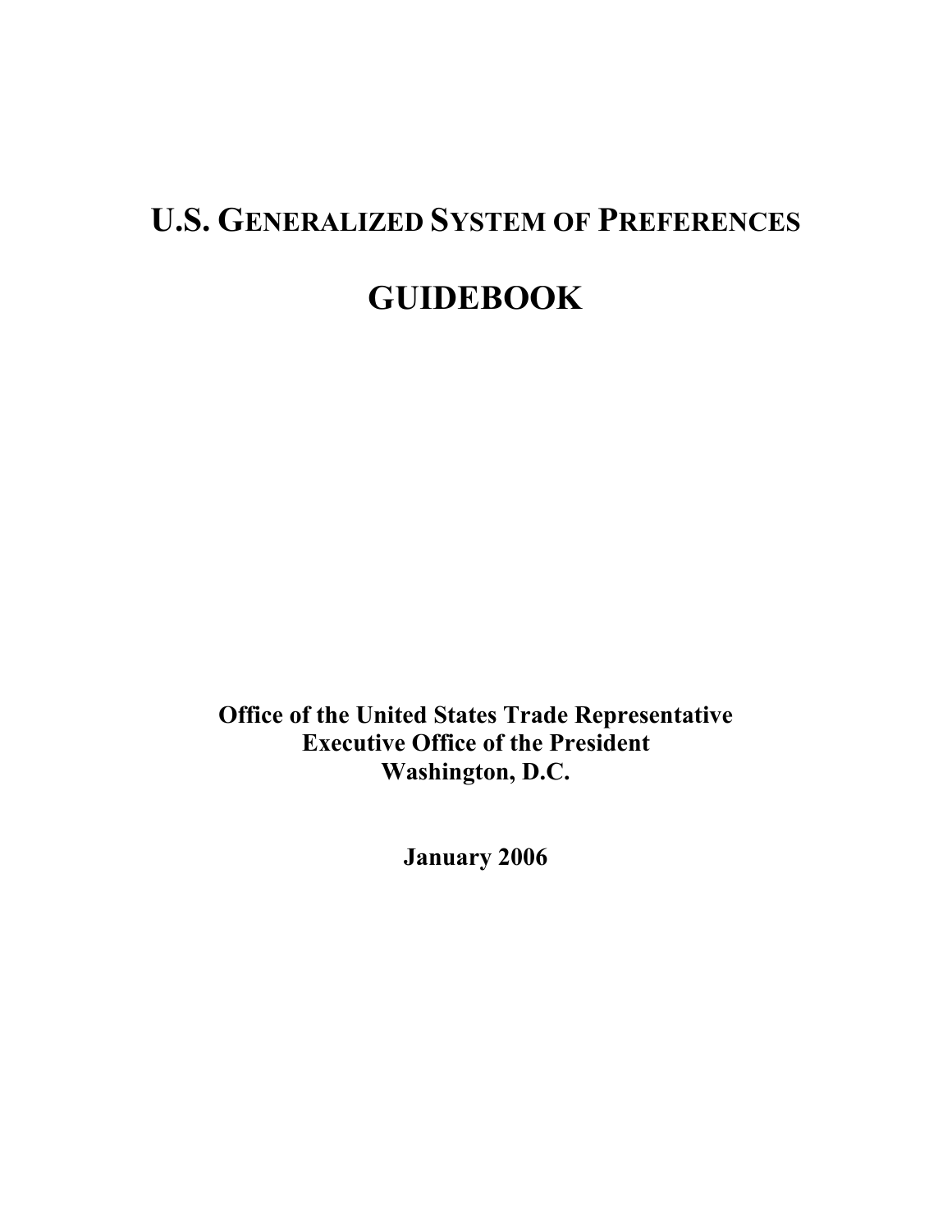# U.S. GENERALIZED SYSTEM OF PREFERENCES

# GUIDEBOOK

**Office of the United States Trade Representative**
**Executive Office of the President**
**Washington, D.C.**

**January 2006**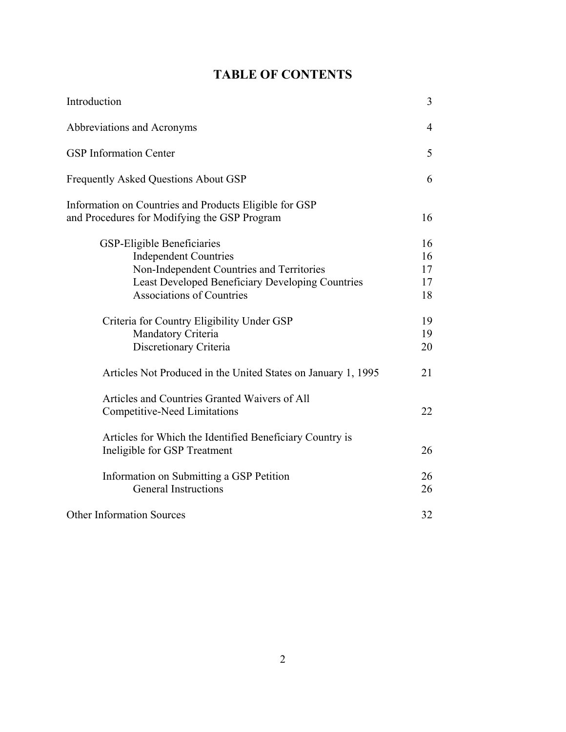# TABLE OF CONTENTS

| | |
|---|---|
| Introduction | 3 |
| Abbreviations and Acronyms | 4 |
| GSP Information Center | 5 |
| Frequently Asked Questions About GSP | 6 |
| Information on Countries and Products Eligible for GSP and Procedures for Modifying the GSP Program | 16 |
| GSP-Eligible Beneficiaries | 16 |
| Independent Countries | 16 |
| Non-Independent Countries and Territories | 17 |
| Least Developed Beneficiary Developing Countries | 17 |
| Associations of Countries | 18 |
| Criteria for Country Eligibility Under GSP | 19 |
| Mandatory Criteria | 19 |
| Discretionary Criteria | 20 |
| Articles Not Produced in the United States on January 1, 1995 | 21 |
| Articles and Countries Granted Waivers of All Competitive-Need Limitations | 22 |
| Articles for Which the Identified Beneficiary Country is Ineligible for GSP Treatment | 26 |
| Information on Submitting a GSP Petition | 26 |
| General Instructions | 26 |
| Other Information Sources | 32 |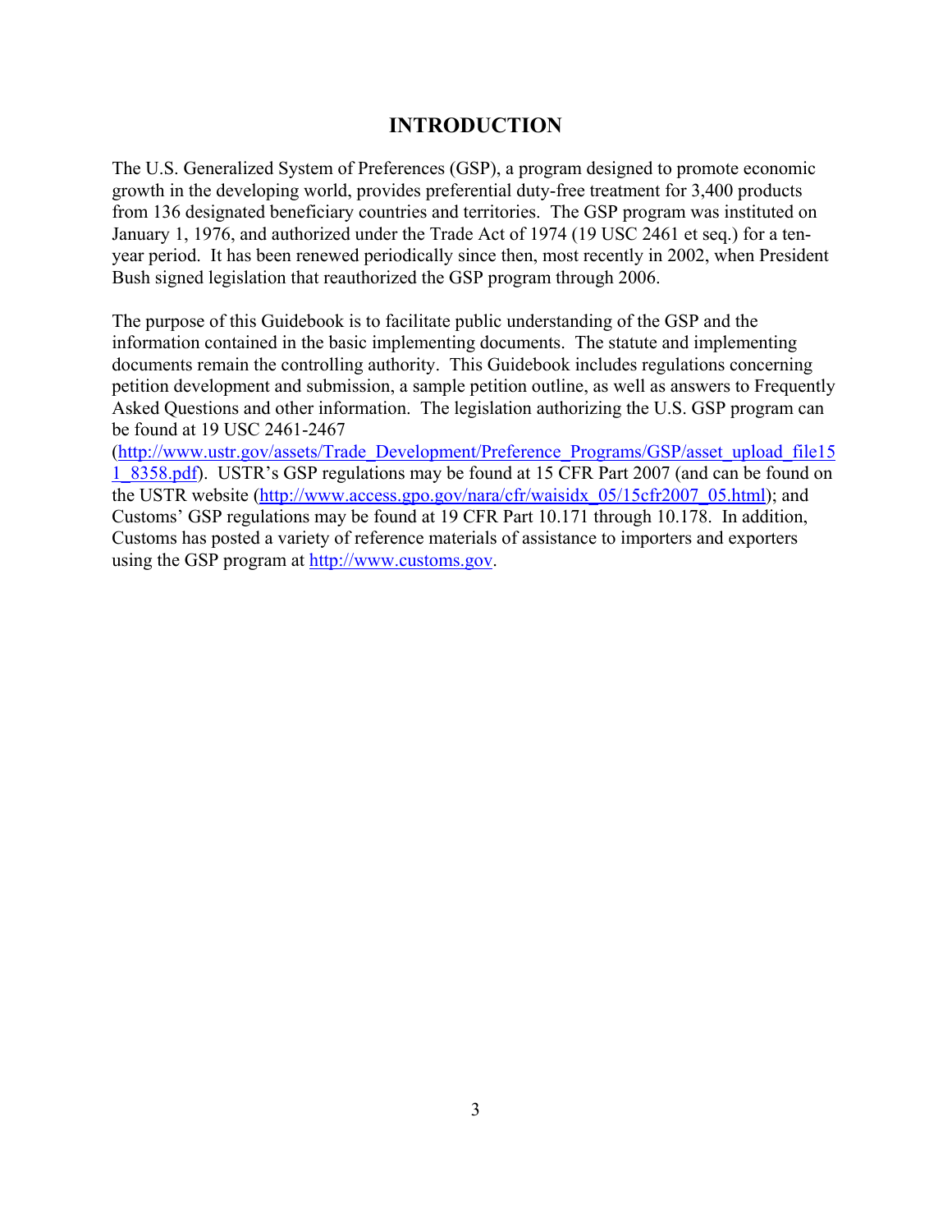# INTRODUCTION

The U.S. Generalized System of Preferences (GSP), a program designed to promote economic growth in the developing world, provides preferential duty-free treatment for 3,400 products from 136 designated beneficiary countries and territories. The GSP program was instituted on January 1, 1976, and authorized under the Trade Act of 1974 (19 USC 2461 et seq.) for a ten-year period. It has been renewed periodically since then, most recently in 2002, when President Bush signed legislation that reauthorized the GSP program through 2006.

The purpose of this Guidebook is to facilitate public understanding of the GSP and the information contained in the basic implementing documents. The statute and implementing documents remain the controlling authority. This Guidebook includes regulations concerning petition development and submission, a sample petition outline, as well as answers to Frequently Asked Questions and other information. The legislation authorizing the U.S. GSP program can be found at 19 USC 2461-2467 (http://www.ustr.gov/assets/Trade_Development/Preference_Programs/GSP/asset_upload_file151_8358.pdf). USTR's GSP regulations may be found at 15 CFR Part 2007 (and can be found on the USTR website (http://www.access.gpo.gov/nara/cfr/waisidx_05/15cfr2007_05.html); and Customs' GSP regulations may be found at 19 CFR Part 10.171 through 10.178. In addition, Customs has posted a variety of reference materials of assistance to importers and exporters using the GSP program at http://www.customs.gov.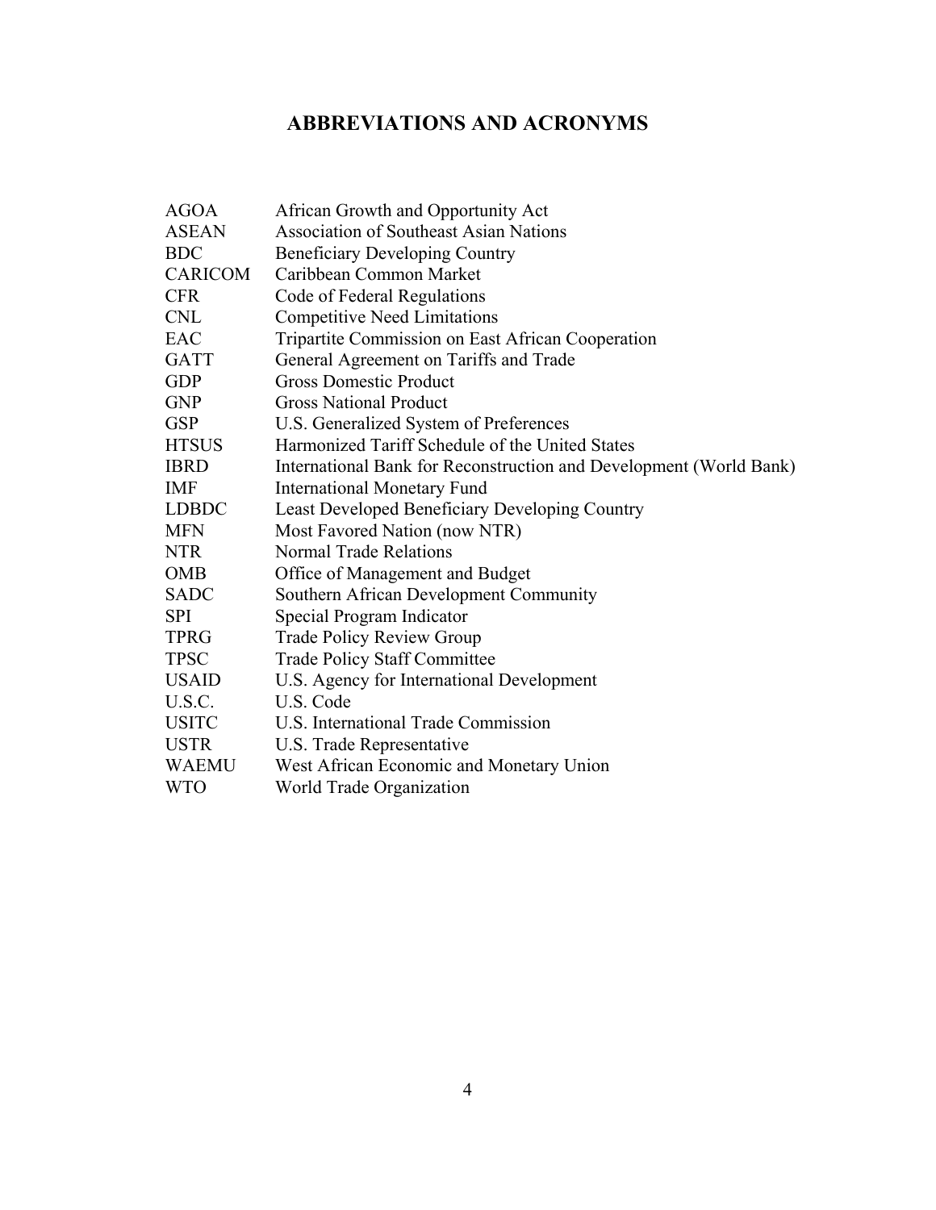# ABBREVIATIONS AND ACRONYMS

| | |
|---|---|
| AGOA | African Growth and Opportunity Act |
| ASEAN | Association of Southeast Asian Nations |
| BDC | Beneficiary Developing Country |
| CARICOM | Caribbean Common Market |
| CFR | Code of Federal Regulations |
| CNL | Competitive Need Limitations |
| EAC | Tripartite Commission on East African Cooperation |
| GATT | General Agreement on Tariffs and Trade |
| GDP | Gross Domestic Product |
| GNP | Gross National Product |
| GSP | U.S. Generalized System of Preferences |
| HTSUS | Harmonized Tariff Schedule of the United States |
| IBRD | International Bank for Reconstruction and Development (World Bank) |
| IMF | International Monetary Fund |
| LDBDC | Least Developed Beneficiary Developing Country |
| MFN | Most Favored Nation (now NTR) |
| NTR | Normal Trade Relations |
| OMB | Office of Management and Budget |
| SADC | Southern African Development Community |
| SPI | Special Program Indicator |
| TPRG | Trade Policy Review Group |
| TPSC | Trade Policy Staff Committee |
| USAID | U.S. Agency for International Development |
| U.S.C. | U.S. Code |
| USITC | U.S. International Trade Commission |
| USTR | U.S. Trade Representative |
| WAEMU | West African Economic and Monetary Union |
| WTO | World Trade Organization |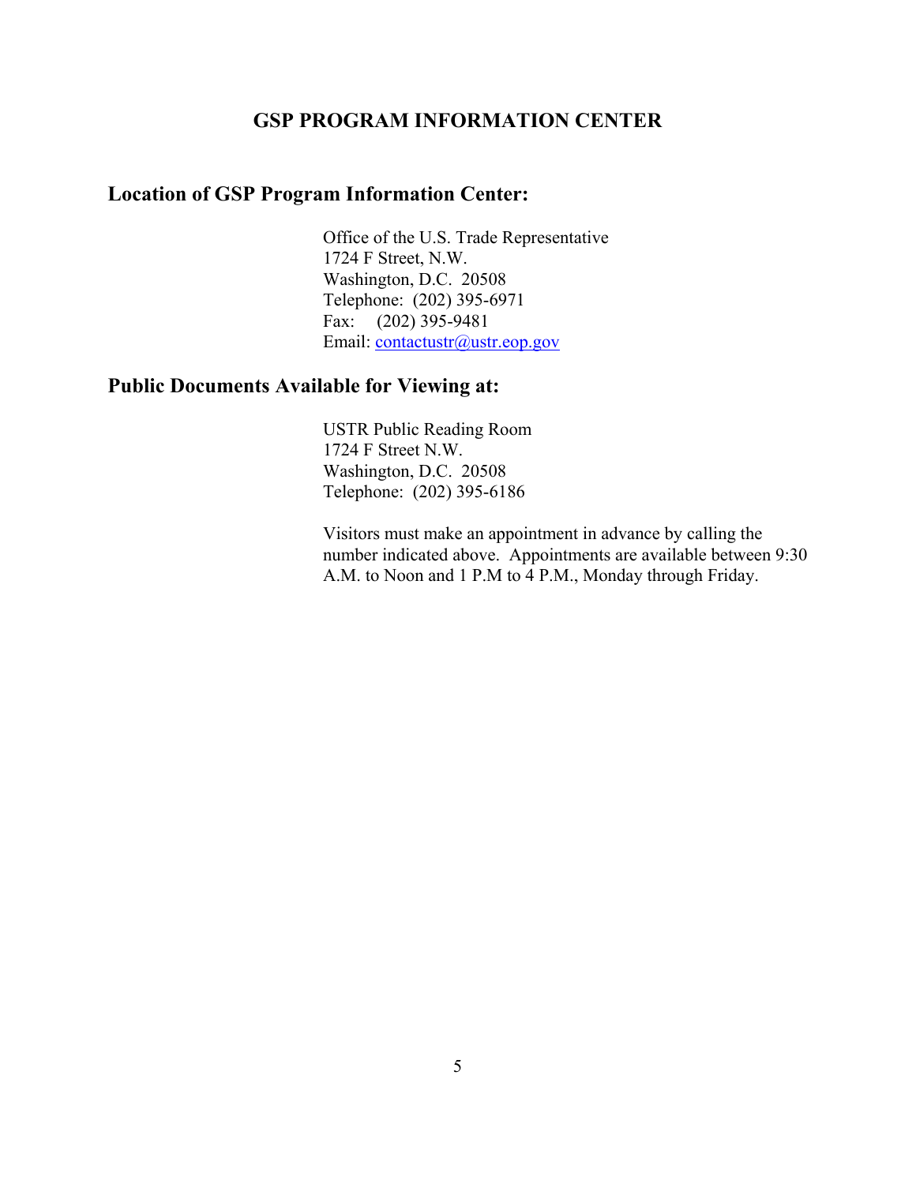# GSP PROGRAM INFORMATION CENTER

## Location of GSP Program Information Center:

Office of the U.S. Trade Representative
1724 F Street, N.W.
Washington, D.C. 20508
Telephone: (202) 395-6971
Fax: (202) 395-9481
Email: contactustr@ustr.eop.gov

## Public Documents Available for Viewing at:

USTR Public Reading Room
1724 F Street N.W.
Washington, D.C. 20508
Telephone: (202) 395-6186

Visitors must make an appointment in advance by calling the number indicated above. Appointments are available between 9:30 A.M. to Noon and 1 P.M to 4 P.M., Monday through Friday.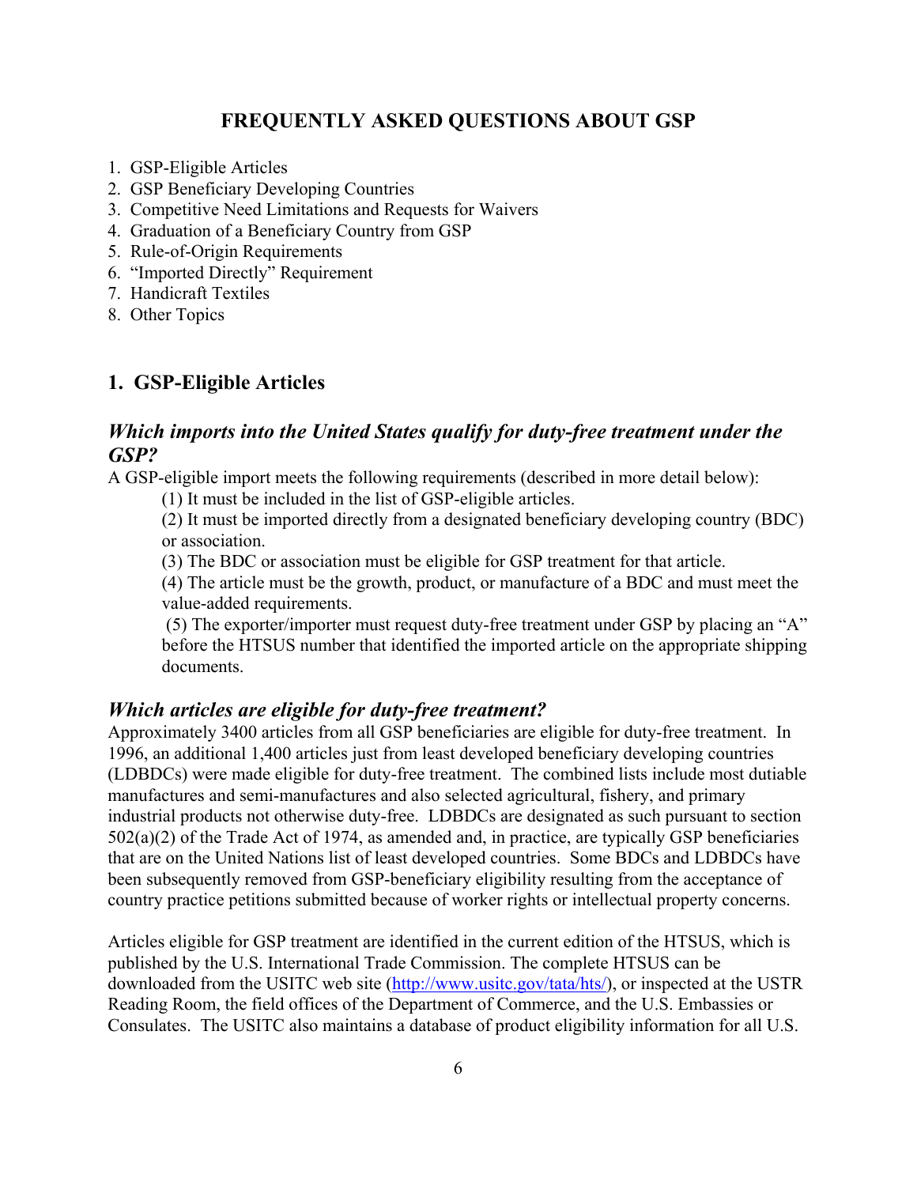# FREQUENTLY ASKED QUESTIONS ABOUT GSP

1. GSP-Eligible Articles
2. GSP Beneficiary Developing Countries
3. Competitive Need Limitations and Requests for Waivers
4. Graduation of a Beneficiary Country from GSP
5. Rule-of-Origin Requirements
6. "Imported Directly" Requirement
7. Handicraft Textiles
8. Other Topics

## 1. GSP-Eligible Articles

### *Which imports into the United States qualify for duty-free treatment under the GSP?*

A GSP-eligible import meets the following requirements (described in more detail below):

(1) It must be included in the list of GSP-eligible articles.

(2) It must be imported directly from a designated beneficiary developing country (BDC) or association.

(3) The BDC or association must be eligible for GSP treatment for that article.

(4) The article must be the growth, product, or manufacture of a BDC and must meet the value-added requirements.

(5) The exporter/importer must request duty-free treatment under GSP by placing an "A" before the HTSUS number that identified the imported article on the appropriate shipping documents.

### *Which articles are eligible for duty-free treatment?*

Approximately 3400 articles from all GSP beneficiaries are eligible for duty-free treatment. In 1996, an additional 1,400 articles just from least developed beneficiary developing countries (LDBDCs) were made eligible for duty-free treatment. The combined lists include most dutiable manufactures and semi-manufactures and also selected agricultural, fishery, and primary industrial products not otherwise duty-free. LDBDCs are designated as such pursuant to section 502(a)(2) of the Trade Act of 1974, as amended and, in practice, are typically GSP beneficiaries that are on the United Nations list of least developed countries. Some BDCs and LDBDCs have been subsequently removed from GSP-beneficiary eligibility resulting from the acceptance of country practice petitions submitted because of worker rights or intellectual property concerns.

Articles eligible for GSP treatment are identified in the current edition of the HTSUS, which is published by the U.S. International Trade Commission. The complete HTSUS can be downloaded from the USITC web site (http://www.usitc.gov/tata/hts/), or inspected at the USTR Reading Room, the field offices of the Department of Commerce, and the U.S. Embassies or Consulates. The USITC also maintains a database of product eligibility information for all U.S.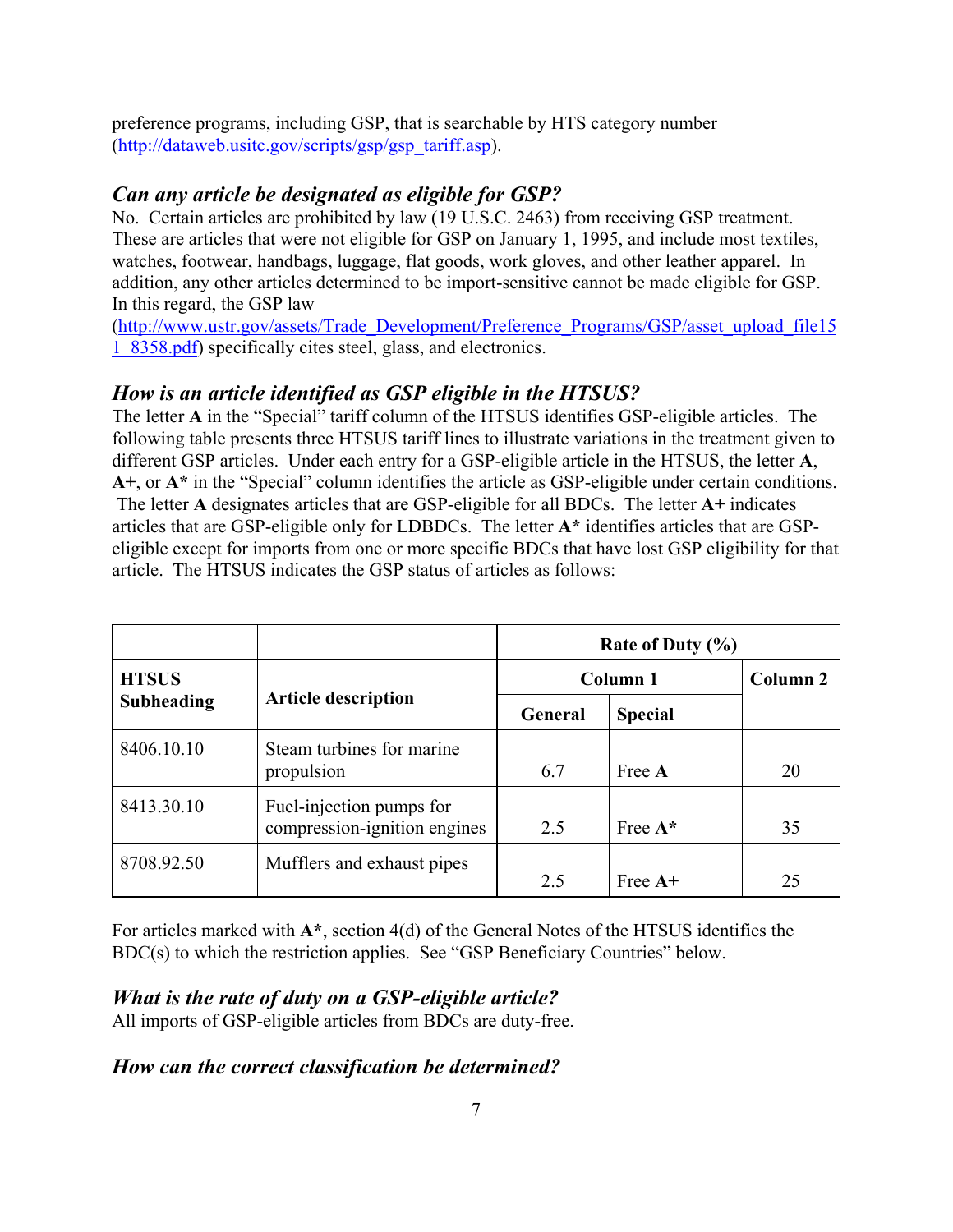preference programs, including GSP, that is searchable by HTS category number (http://dataweb.usitc.gov/scripts/gsp/gsp_tariff.asp).

### *Can any article be designated as eligible for GSP?*

No. Certain articles are prohibited by law (19 U.S.C. 2463) from receiving GSP treatment. These are articles that were not eligible for GSP on January 1, 1995, and include most textiles, watches, footwear, handbags, luggage, flat goods, work gloves, and other leather apparel. In addition, any other articles determined to be import-sensitive cannot be made eligible for GSP. In this regard, the GSP law (http://www.ustr.gov/assets/Trade_Development/Preference_Programs/GSP/asset_upload_file151_8358.pdf) specifically cites steel, glass, and electronics.

### *How is an article identified as GSP eligible in the HTSUS?*

The letter **A** in the "Special" tariff column of the HTSUS identifies GSP-eligible articles. The following table presents three HTSUS tariff lines to illustrate variations in the treatment given to different GSP articles. Under each entry for a GSP-eligible article in the HTSUS, the letter **A**, **A+**, or **A*** in the "Special" column identifies the article as GSP-eligible under certain conditions. The letter **A** designates articles that are GSP-eligible for all BDCs. The letter **A+** indicates articles that are GSP-eligible only for LDBDCs. The letter **A*** identifies articles that are GSP-eligible except for imports from one or more specific BDCs that have lost GSP eligibility for that article. The HTSUS indicates the GSP status of articles as follows:

| | | Rate of Duty (%) | | |
|---|---|---|---|---|
| **HTSUS Subheading** | **Article description** | **Column 1** | | **Column 2** |
| | | **General** | **Special** | |
| 8406.10.10 | Steam turbines for marine propulsion | 6.7 | Free **A** | 20 |
| 8413.30.10 | Fuel-injection pumps for compression-ignition engines | 2.5 | Free **A*** | 35 |
| 8708.92.50 | Mufflers and exhaust pipes | 2.5 | Free **A+** | 25 |

For articles marked with **A***, section 4(d) of the General Notes of the HTSUS identifies the BDC(s) to which the restriction applies. See "GSP Beneficiary Countries" below.

### *What is the rate of duty on a GSP-eligible article?*

All imports of GSP-eligible articles from BDCs are duty-free.

### *How can the correct classification be determined?*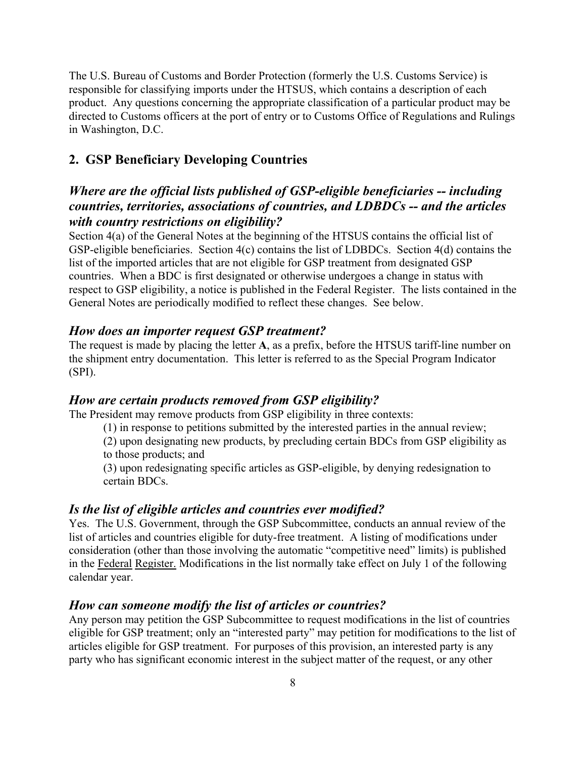The U.S. Bureau of Customs and Border Protection (formerly the U.S. Customs Service) is responsible for classifying imports under the HTSUS, which contains a description of each product. Any questions concerning the appropriate classification of a particular product may be directed to Customs officers at the port of entry or to Customs Office of Regulations and Rulings in Washington, D.C.

## 2. GSP Beneficiary Developing Countries

### *Where are the official lists published of GSP-eligible beneficiaries -- including countries, territories, associations of countries, and LDBDCs -- and the articles with country restrictions on eligibility?*

Section 4(a) of the General Notes at the beginning of the HTSUS contains the official list of GSP-eligible beneficiaries. Section 4(c) contains the list of LDBDCs. Section 4(d) contains the list of the imported articles that are not eligible for GSP treatment from designated GSP countries. When a BDC is first designated or otherwise undergoes a change in status with respect to GSP eligibility, a notice is published in the Federal Register. The lists contained in the General Notes are periodically modified to reflect these changes. See below.

### *How does an importer request GSP treatment?*

The request is made by placing the letter **A**, as a prefix, before the HTSUS tariff-line number on the shipment entry documentation. This letter is referred to as the Special Program Indicator (SPI).

### *How are certain products removed from GSP eligibility?*

The President may remove products from GSP eligibility in three contexts:

(1) in response to petitions submitted by the interested parties in the annual review;

(2) upon designating new products, by precluding certain BDCs from GSP eligibility as to those products; and

(3) upon redesignating specific articles as GSP-eligible, by denying redesignation to certain BDCs.

### *Is the list of eligible articles and countries ever modified?*

Yes. The U.S. Government, through the GSP Subcommittee, conducts an annual review of the list of articles and countries eligible for duty-free treatment. A listing of modifications under consideration (other than those involving the automatic "competitive need" limits) is published in the Federal Register. Modifications in the list normally take effect on July 1 of the following calendar year.

### *How can someone modify the list of articles or countries?*

Any person may petition the GSP Subcommittee to request modifications in the list of countries eligible for GSP treatment; only an "interested party" may petition for modifications to the list of articles eligible for GSP treatment. For purposes of this provision, an interested party is any party who has significant economic interest in the subject matter of the request, or any other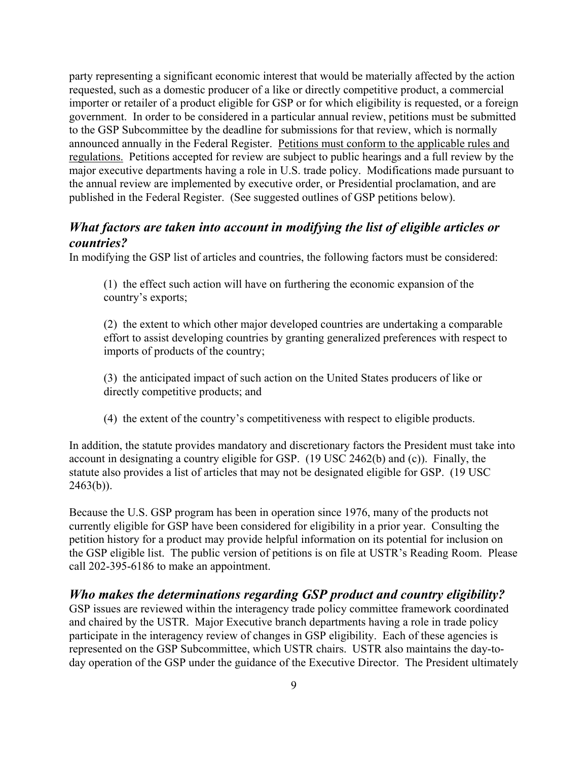party representing a significant economic interest that would be materially affected by the action requested, such as a domestic producer of a like or directly competitive product, a commercial importer or retailer of a product eligible for GSP or for which eligibility is requested, or a foreign government. In order to be considered in a particular annual review, petitions must be submitted to the GSP Subcommittee by the deadline for submissions for that review, which is normally announced annually in the Federal Register. <u>Petitions must conform to the applicable rules and regulations.</u> Petitions accepted for review are subject to public hearings and a full review by the major executive departments having a role in U.S. trade policy. Modifications made pursuant to the annual review are implemented by executive order, or Presidential proclamation, and are published in the Federal Register. (See suggested outlines of GSP petitions below).

## *What factors are taken into account in modifying the list of eligible articles or countries?*

In modifying the GSP list of articles and countries, the following factors must be considered:

(1) the effect such action will have on furthering the economic expansion of the country's exports;

(2) the extent to which other major developed countries are undertaking a comparable effort to assist developing countries by granting generalized preferences with respect to imports of products of the country;

(3) the anticipated impact of such action on the United States producers of like or directly competitive products; and

(4) the extent of the country's competitiveness with respect to eligible products.

In addition, the statute provides mandatory and discretionary factors the President must take into account in designating a country eligible for GSP. (19 USC 2462(b) and (c)). Finally, the statute also provides a list of articles that may not be designated eligible for GSP. (19 USC 2463(b)).

Because the U.S. GSP program has been in operation since 1976, many of the products not currently eligible for GSP have been considered for eligibility in a prior year. Consulting the petition history for a product may provide helpful information on its potential for inclusion on the GSP eligible list. The public version of petitions is on file at USTR's Reading Room. Please call 202-395-6186 to make an appointment.

## *Who makes the determinations regarding GSP product and country eligibility?*

GSP issues are reviewed within the interagency trade policy committee framework coordinated and chaired by the USTR. Major Executive branch departments having a role in trade policy participate in the interagency review of changes in GSP eligibility. Each of these agencies is represented on the GSP Subcommittee, which USTR chairs. USTR also maintains the day-to-day operation of the GSP under the guidance of the Executive Director. The President ultimately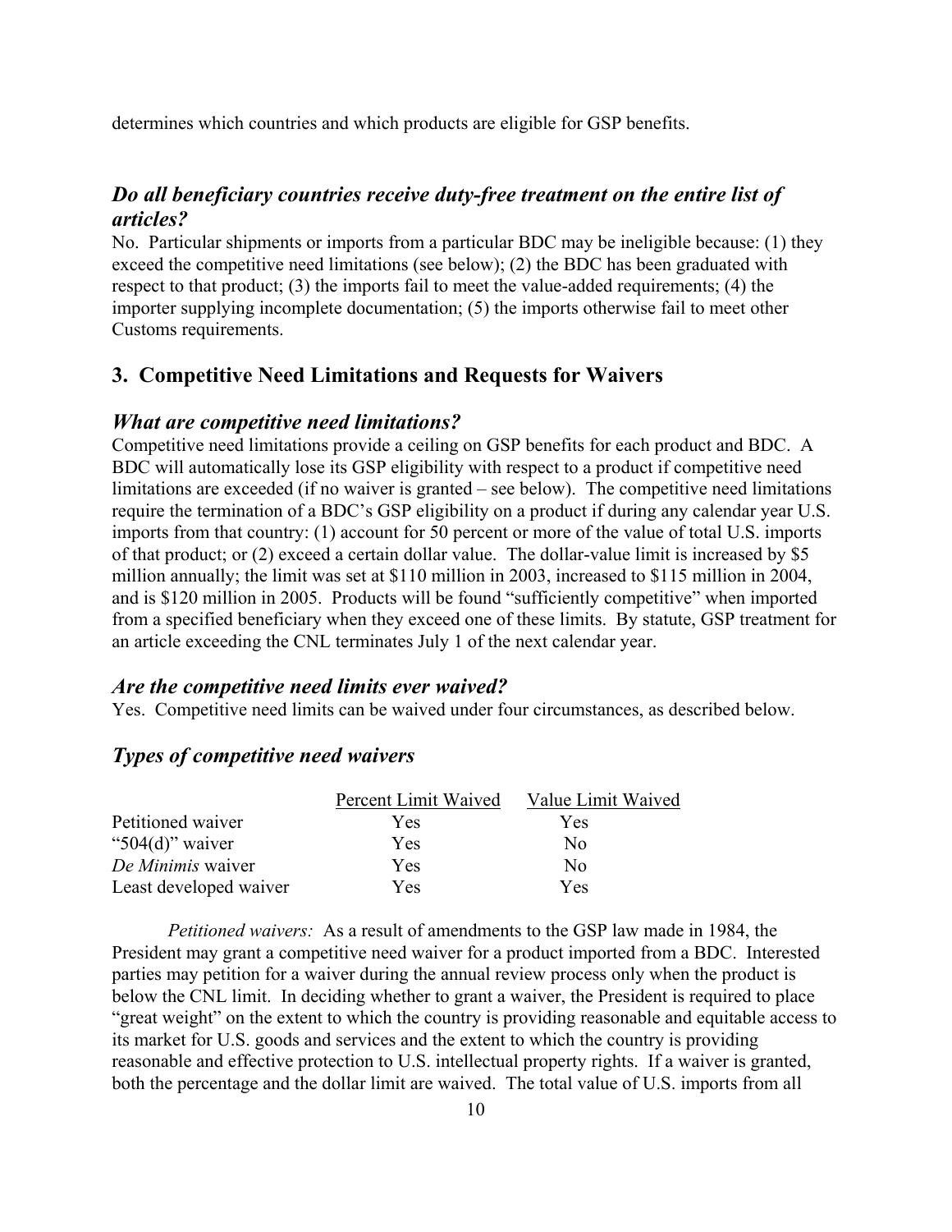determines which countries and which products are eligible for GSP benefits.

### *Do all beneficiary countries receive duty-free treatment on the entire list of articles?*

No. Particular shipments or imports from a particular BDC may be ineligible because: (1) they exceed the competitive need limitations (see below); (2) the BDC has been graduated with respect to that product; (3) the imports fail to meet the value-added requirements; (4) the importer supplying incomplete documentation; (5) the imports otherwise fail to meet other Customs requirements.

## 3. Competitive Need Limitations and Requests for Waivers

### *What are competitive need limitations?*

Competitive need limitations provide a ceiling on GSP benefits for each product and BDC. A BDC will automatically lose its GSP eligibility with respect to a product if competitive need limitations are exceeded (if no waiver is granted – see below). The competitive need limitations require the termination of a BDC's GSP eligibility on a product if during any calendar year U.S. imports from that country: (1) account for 50 percent or more of the value of total U.S. imports of that product; or (2) exceed a certain dollar value. The dollar-value limit is increased by $5 million annually; the limit was set at $110 million in 2003, increased to $115 million in 2004, and is $120 million in 2005. Products will be found "sufficiently competitive" when imported from a specified beneficiary when they exceed one of these limits. By statute, GSP treatment for an article exceeding the CNL terminates July 1 of the next calendar year.

### *Are the competitive need limits ever waived?*

Yes. Competitive need limits can be waived under four circumstances, as described below.

### *Types of competitive need waivers*

| | Percent Limit Waived | Value Limit Waived |
|---|---|---|
| Petitioned waiver | Yes | Yes |
| "504(d)" waiver | Yes | No |
| *De Minimis* waiver | Yes | No |
| Least developed waiver | Yes | Yes |

*Petitioned waivers:* As a result of amendments to the GSP law made in 1984, the President may grant a competitive need waiver for a product imported from a BDC. Interested parties may petition for a waiver during the annual review process only when the product is below the CNL limit. In deciding whether to grant a waiver, the President is required to place "great weight" on the extent to which the country is providing reasonable and equitable access to its market for U.S. goods and services and the extent to which the country is providing reasonable and effective protection to U.S. intellectual property rights. If a waiver is granted, both the percentage and the dollar limit are waived. The total value of U.S. imports from all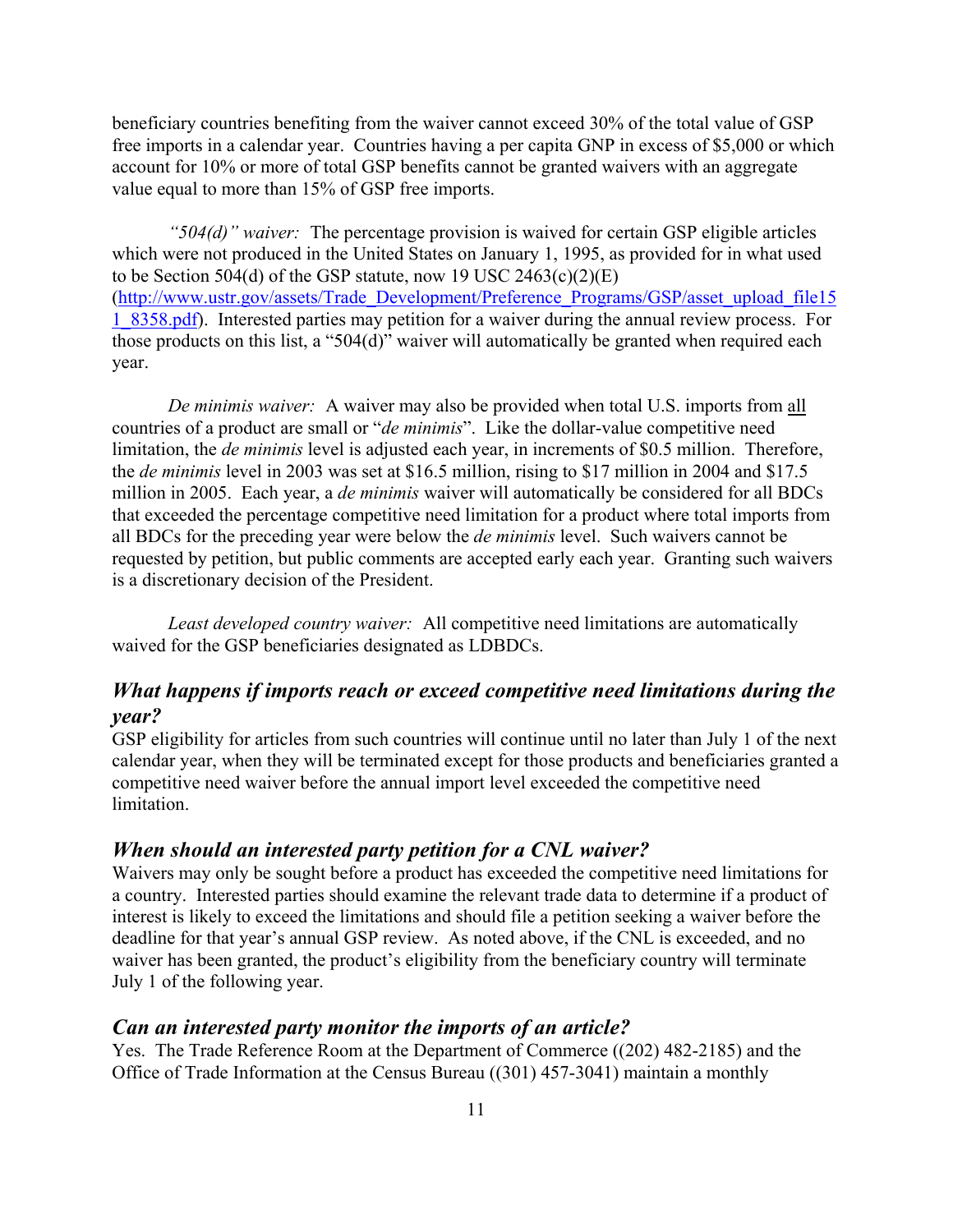beneficiary countries benefiting from the waiver cannot exceed 30% of the total value of GSP free imports in a calendar year. Countries having a per capita GNP in excess of $5,000 or which account for 10% or more of total GSP benefits cannot be granted waivers with an aggregate value equal to more than 15% of GSP free imports.

*"504(d)" waiver:* The percentage provision is waived for certain GSP eligible articles which were not produced in the United States on January 1, 1995, as provided for in what used to be Section 504(d) of the GSP statute, now 19 USC 2463(c)(2)(E) ([http://www.ustr.gov/assets/Trade_Development/Preference_Programs/GSP/asset_upload_file151_8358.pdf](http://www.ustr.gov/assets/Trade_Development/Preference_Programs/GSP/asset_upload_file151_8358.pdf)). Interested parties may petition for a waiver during the annual review process. For those products on this list, a "504(d)" waiver will automatically be granted when required each year.

*De minimis waiver:* A waiver may also be provided when total U.S. imports from all countries of a product are small or "*de minimis*". Like the dollar-value competitive need limitation, the *de minimis* level is adjusted each year, in increments of $0.5 million. Therefore, the *de minimis* level in 2003 was set at $16.5 million, rising to $17 million in 2004 and $17.5 million in 2005. Each year, a *de minimis* waiver will automatically be considered for all BDCs that exceeded the percentage competitive need limitation for a product where total imports from all BDCs for the preceding year were below the *de minimis* level. Such waivers cannot be requested by petition, but public comments are accepted early each year. Granting such waivers is a discretionary decision of the President.

*Least developed country waiver:* All competitive need limitations are automatically waived for the GSP beneficiaries designated as LDBDCs.

### *What happens if imports reach or exceed competitive need limitations during the year?*

GSP eligibility for articles from such countries will continue until no later than July 1 of the next calendar year, when they will be terminated except for those products and beneficiaries granted a competitive need waiver before the annual import level exceeded the competitive need limitation.

### *When should an interested party petition for a CNL waiver?*

Waivers may only be sought before a product has exceeded the competitive need limitations for a country. Interested parties should examine the relevant trade data to determine if a product of interest is likely to exceed the limitations and should file a petition seeking a waiver before the deadline for that year's annual GSP review. As noted above, if the CNL is exceeded, and no waiver has been granted, the product's eligibility from the beneficiary country will terminate July 1 of the following year.

### *Can an interested party monitor the imports of an article?*

Yes. The Trade Reference Room at the Department of Commerce ((202) 482-2185) and the Office of Trade Information at the Census Bureau ((301) 457-3041) maintain a monthly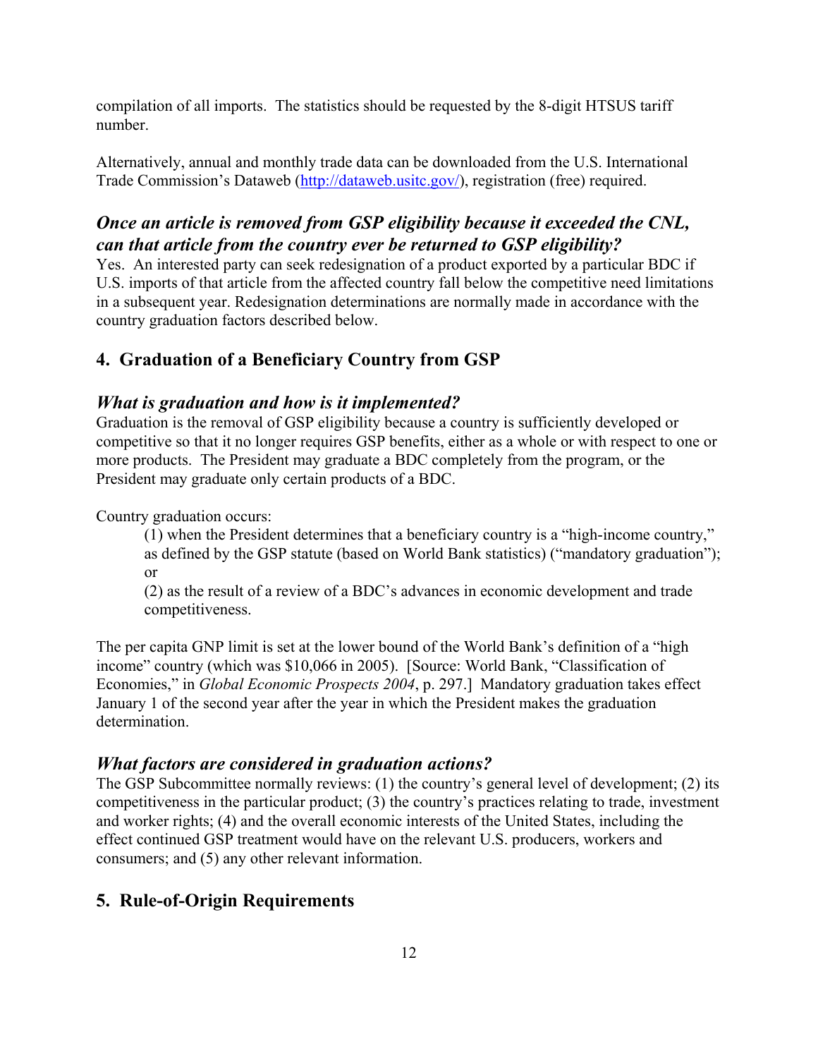compilation of all imports. The statistics should be requested by the 8-digit HTSUS tariff number.

Alternatively, annual and monthly trade data can be downloaded from the U.S. International Trade Commission's Dataweb (http://dataweb.usitc.gov/), registration (free) required.

### *Once an article is removed from GSP eligibility because it exceeded the CNL, can that article from the country ever be returned to GSP eligibility?*

Yes. An interested party can seek redesignation of a product exported by a particular BDC if U.S. imports of that article from the affected country fall below the competitive need limitations in a subsequent year. Redesignation determinations are normally made in accordance with the country graduation factors described below.

## 4. Graduation of a Beneficiary Country from GSP

### *What is graduation and how is it implemented?*

Graduation is the removal of GSP eligibility because a country is sufficiently developed or competitive so that it no longer requires GSP benefits, either as a whole or with respect to one or more products. The President may graduate a BDC completely from the program, or the President may graduate only certain products of a BDC.

Country graduation occurs:

> (1) when the President determines that a beneficiary country is a "high-income country," as defined by the GSP statute (based on World Bank statistics) ("mandatory graduation"); or
>
> (2) as the result of a review of a BDC's advances in economic development and trade competitiveness.

The per capita GNP limit is set at the lower bound of the World Bank's definition of a "high income" country (which was $10,066 in 2005). [Source: World Bank, "Classification of Economies," in *Global Economic Prospects 2004*, p. 297.] Mandatory graduation takes effect January 1 of the second year after the year in which the President makes the graduation determination.

### *What factors are considered in graduation actions?*

The GSP Subcommittee normally reviews: (1) the country's general level of development; (2) its competitiveness in the particular product; (3) the country's practices relating to trade, investment and worker rights; (4) and the overall economic interests of the United States, including the effect continued GSP treatment would have on the relevant U.S. producers, workers and consumers; and (5) any other relevant information.

## 5. Rule-of-Origin Requirements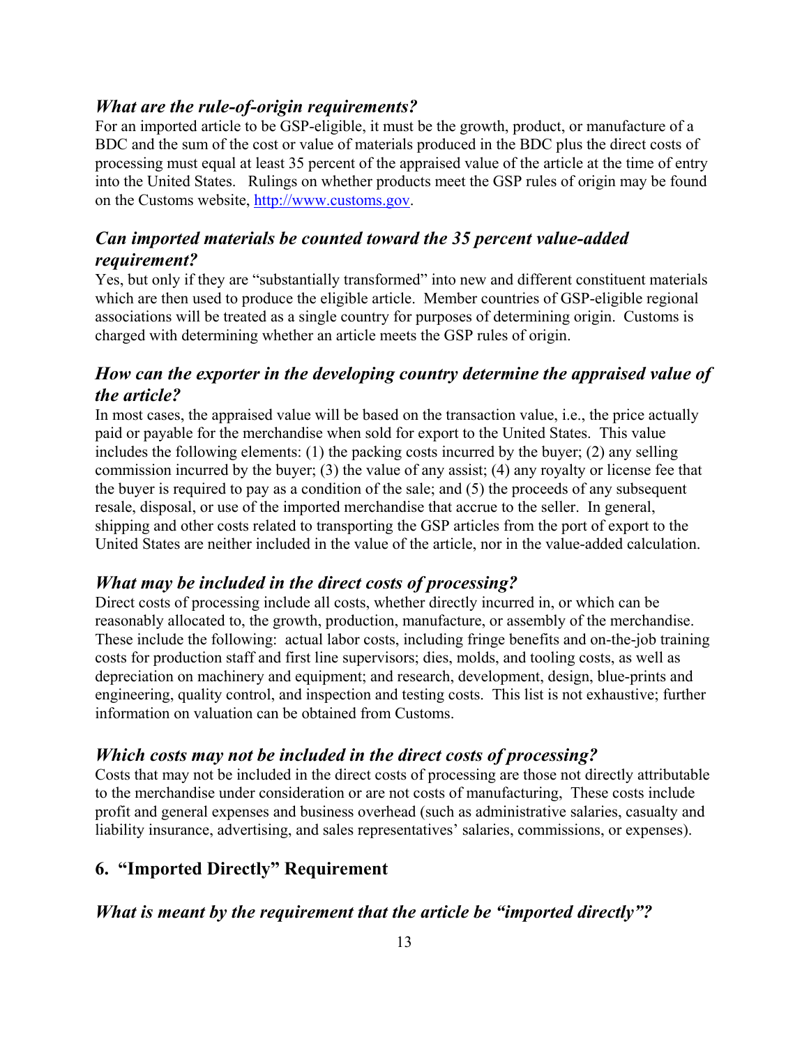### *What are the rule-of-origin requirements?*

For an imported article to be GSP-eligible, it must be the growth, product, or manufacture of a BDC and the sum of the cost or value of materials produced in the BDC plus the direct costs of processing must equal at least 35 percent of the appraised value of the article at the time of entry into the United States. Rulings on whether products meet the GSP rules of origin may be found on the Customs website, [http://www.customs.gov](http://www.customs.gov).

### *Can imported materials be counted toward the 35 percent value-added requirement?*

Yes, but only if they are "substantially transformed" into new and different constituent materials which are then used to produce the eligible article. Member countries of GSP-eligible regional associations will be treated as a single country for purposes of determining origin. Customs is charged with determining whether an article meets the GSP rules of origin.

### *How can the exporter in the developing country determine the appraised value of the article?*

In most cases, the appraised value will be based on the transaction value, i.e., the price actually paid or payable for the merchandise when sold for export to the United States. This value includes the following elements: (1) the packing costs incurred by the buyer; (2) any selling commission incurred by the buyer; (3) the value of any assist; (4) any royalty or license fee that the buyer is required to pay as a condition of the sale; and (5) the proceeds of any subsequent resale, disposal, or use of the imported merchandise that accrue to the seller. In general, shipping and other costs related to transporting the GSP articles from the port of export to the United States are neither included in the value of the article, nor in the value-added calculation.

### *What may be included in the direct costs of processing?*

Direct costs of processing include all costs, whether directly incurred in, or which can be reasonably allocated to, the growth, production, manufacture, or assembly of the merchandise. These include the following: actual labor costs, including fringe benefits and on-the-job training costs for production staff and first line supervisors; dies, molds, and tooling costs, as well as depreciation on machinery and equipment; and research, development, design, blue-prints and engineering, quality control, and inspection and testing costs. This list is not exhaustive; further information on valuation can be obtained from Customs.

### *Which costs may not be included in the direct costs of processing?*

Costs that may not be included in the direct costs of processing are those not directly attributable to the merchandise under consideration or are not costs of manufacturing, These costs include profit and general expenses and business overhead (such as administrative salaries, casualty and liability insurance, advertising, and sales representatives' salaries, commissions, or expenses).

## 6. "Imported Directly" Requirement

### *What is meant by the requirement that the article be "imported directly"?*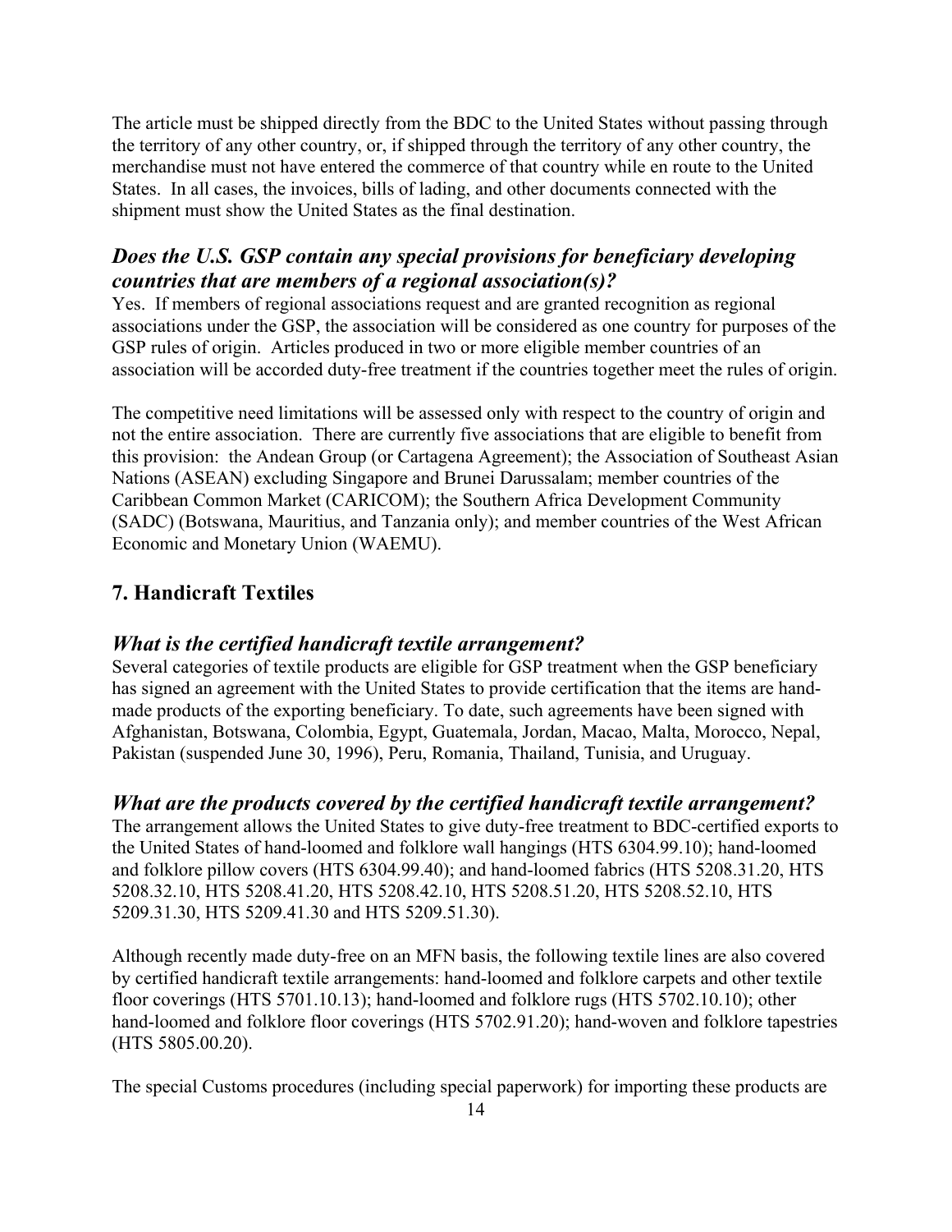The article must be shipped directly from the BDC to the United States without passing through the territory of any other country, or, if shipped through the territory of any other country, the merchandise must not have entered the commerce of that country while en route to the United States. In all cases, the invoices, bills of lading, and other documents connected with the shipment must show the United States as the final destination.

### *Does the U.S. GSP contain any special provisions for beneficiary developing countries that are members of a regional association(s)?*

Yes. If members of regional associations request and are granted recognition as regional associations under the GSP, the association will be considered as one country for purposes of the GSP rules of origin. Articles produced in two or more eligible member countries of an association will be accorded duty-free treatment if the countries together meet the rules of origin.

The competitive need limitations will be assessed only with respect to the country of origin and not the entire association. There are currently five associations that are eligible to benefit from this provision: the Andean Group (or Cartagena Agreement); the Association of Southeast Asian Nations (ASEAN) excluding Singapore and Brunei Darussalam; member countries of the Caribbean Common Market (CARICOM); the Southern Africa Development Community (SADC) (Botswana, Mauritius, and Tanzania only); and member countries of the West African Economic and Monetary Union (WAEMU).

## 7. Handicraft Textiles

### *What is the certified handicraft textile arrangement?*

Several categories of textile products are eligible for GSP treatment when the GSP beneficiary has signed an agreement with the United States to provide certification that the items are hand-made products of the exporting beneficiary. To date, such agreements have been signed with Afghanistan, Botswana, Colombia, Egypt, Guatemala, Jordan, Macao, Malta, Morocco, Nepal, Pakistan (suspended June 30, 1996), Peru, Romania, Thailand, Tunisia, and Uruguay.

### *What are the products covered by the certified handicraft textile arrangement?*

The arrangement allows the United States to give duty-free treatment to BDC-certified exports to the United States of hand-loomed and folklore wall hangings (HTS 6304.99.10); hand-loomed and folklore pillow covers (HTS 6304.99.40); and hand-loomed fabrics (HTS 5208.31.20, HTS 5208.32.10, HTS 5208.41.20, HTS 5208.42.10, HTS 5208.51.20, HTS 5208.52.10, HTS 5209.31.30, HTS 5209.41.30 and HTS 5209.51.30).

Although recently made duty-free on an MFN basis, the following textile lines are also covered by certified handicraft textile arrangements: hand-loomed and folklore carpets and other textile floor coverings (HTS 5701.10.13); hand-loomed and folklore rugs (HTS 5702.10.10); other hand-loomed and folklore floor coverings (HTS 5702.91.20); hand-woven and folklore tapestries (HTS 5805.00.20).

The special Customs procedures (including special paperwork) for importing these products are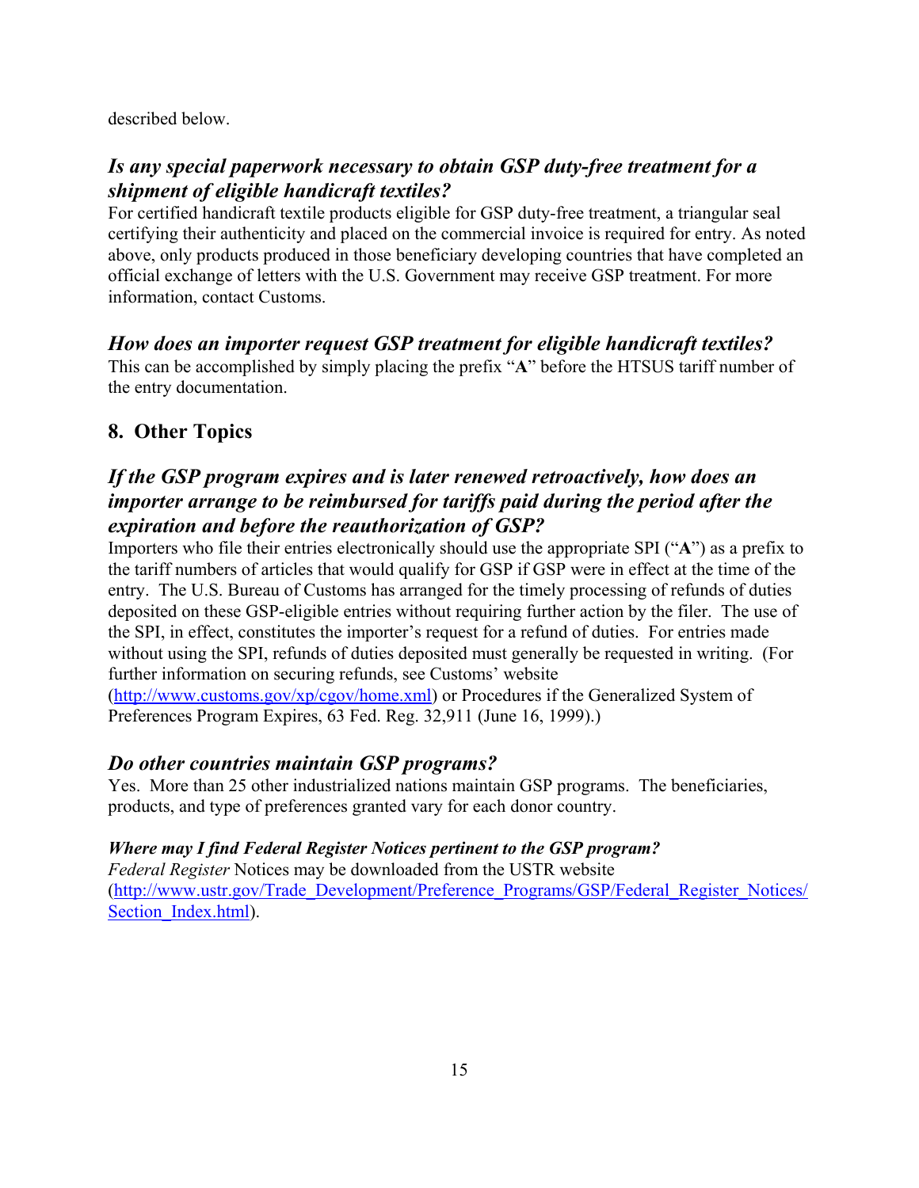described below.

### *Is any special paperwork necessary to obtain GSP duty-free treatment for a shipment of eligible handicraft textiles?*

For certified handicraft textile products eligible for GSP duty-free treatment, a triangular seal certifying their authenticity and placed on the commercial invoice is required for entry. As noted above, only products produced in those beneficiary developing countries that have completed an official exchange of letters with the U.S. Government may receive GSP treatment. For more information, contact Customs.

### *How does an importer request GSP treatment for eligible handicraft textiles?*

This can be accomplished by simply placing the prefix "**A**" before the HTSUS tariff number of the entry documentation.

## 8. Other Topics

### *If the GSP program expires and is later renewed retroactively, how does an importer arrange to be reimbursed for tariffs paid during the period after the expiration and before the reauthorization of GSP?*

Importers who file their entries electronically should use the appropriate SPI ("**A**") as a prefix to the tariff numbers of articles that would qualify for GSP if GSP were in effect at the time of the entry. The U.S. Bureau of Customs has arranged for the timely processing of refunds of duties deposited on these GSP-eligible entries without requiring further action by the filer. The use of the SPI, in effect, constitutes the importer's request for a refund of duties. For entries made without using the SPI, refunds of duties deposited must generally be requested in writing. (For further information on securing refunds, see Customs' website (http://www.customs.gov/xp/cgov/home.xml) or Procedures if the Generalized System of Preferences Program Expires, 63 Fed. Reg. 32,911 (June 16, 1999).)

### *Do other countries maintain GSP programs?*

Yes. More than 25 other industrialized nations maintain GSP programs. The beneficiaries, products, and type of preferences granted vary for each donor country.

#### ***Where may I find Federal Register Notices pertinent to the GSP program?***

*Federal Register* Notices may be downloaded from the USTR website (http://www.ustr.gov/Trade_Development/Preference_Programs/GSP/Federal_Register_Notices/Section_Index.html).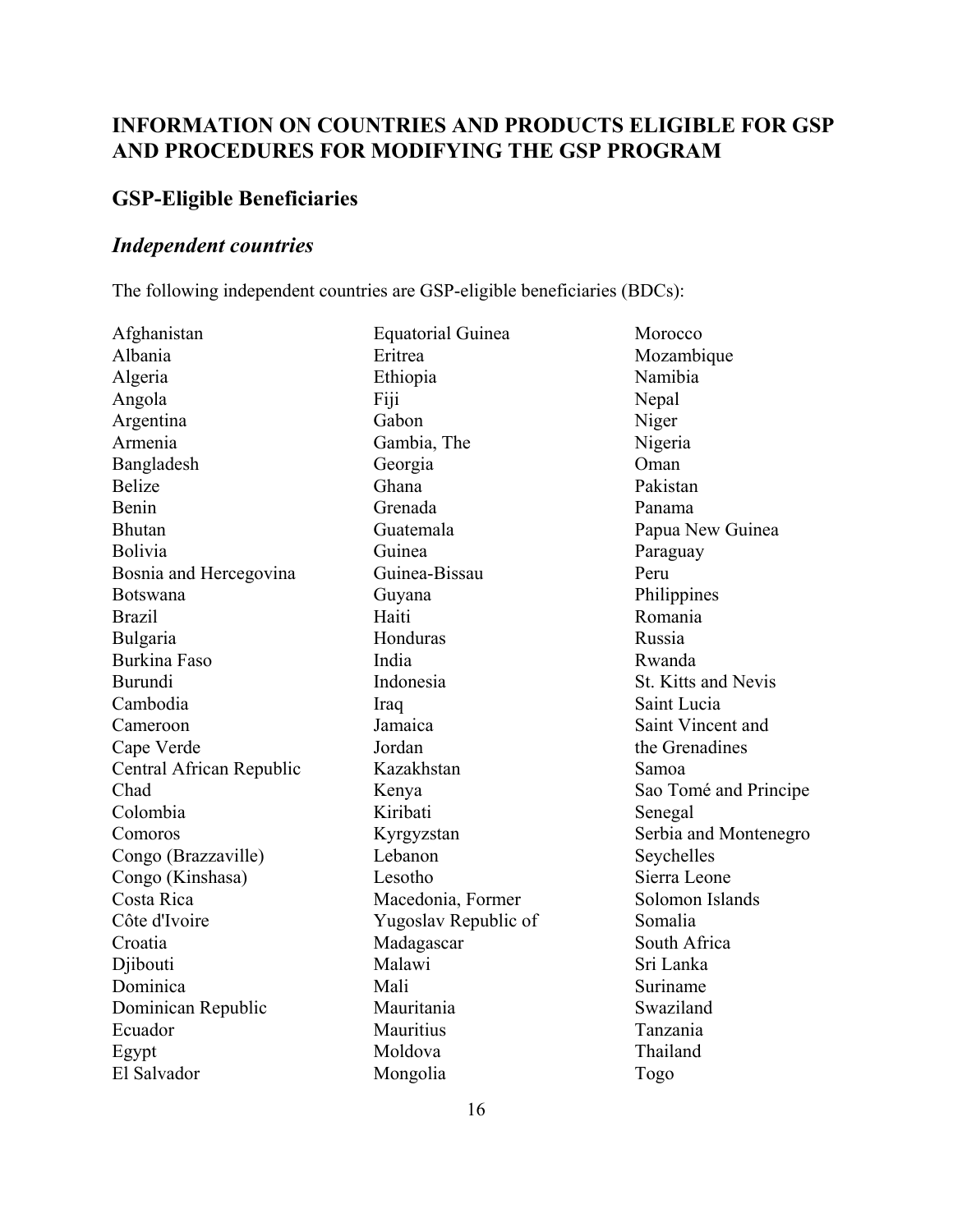## INFORMATION ON COUNTRIES AND PRODUCTS ELIGIBLE FOR GSP AND PROCEDURES FOR MODIFYING THE GSP PROGRAM

## GSP-Eligible Beneficiaries

### *Independent countries*

The following independent countries are GSP-eligible beneficiaries (BDCs):

Afghanistan
Albania
Algeria
Angola
Argentina
Armenia
Bangladesh
Belize
Benin
Bhutan
Bolivia
Bosnia and Hercegovina
Botswana
Brazil
Bulgaria
Burkina Faso
Burundi
Cambodia
Cameroon
Cape Verde
Central African Republic
Chad
Colombia
Comoros
Congo (Brazzaville)
Congo (Kinshasa)
Costa Rica
Côte d'Ivoire
Croatia
Djibouti
Dominica
Dominican Republic
Ecuador
Egypt
El Salvador
Equatorial Guinea
Eritrea
Ethiopia
Fiji
Gabon
Gambia, The
Georgia
Ghana
Grenada
Guatemala
Guinea
Guinea-Bissau
Guyana
Haiti
Honduras
India
Indonesia
Iraq
Jamaica
Jordan
Kazakhstan
Kenya
Kiribati
Kyrgyzstan
Lebanon
Lesotho
Macedonia, Former Yugoslav Republic of
Madagascar
Malawi
Mali
Mauritania
Mauritius
Moldova
Mongolia
Morocco
Mozambique
Namibia
Nepal
Niger
Nigeria
Oman
Pakistan
Panama
Papua New Guinea
Paraguay
Peru
Philippines
Romania
Russia
Rwanda
St. Kitts and Nevis
Saint Lucia
Saint Vincent and the Grenadines
Samoa
Sao Tomé and Principe
Senegal
Serbia and Montenegro
Seychelles
Sierra Leone
Solomon Islands
Somalia
South Africa
Sri Lanka
Suriname
Swaziland
Tanzania
Thailand
Togo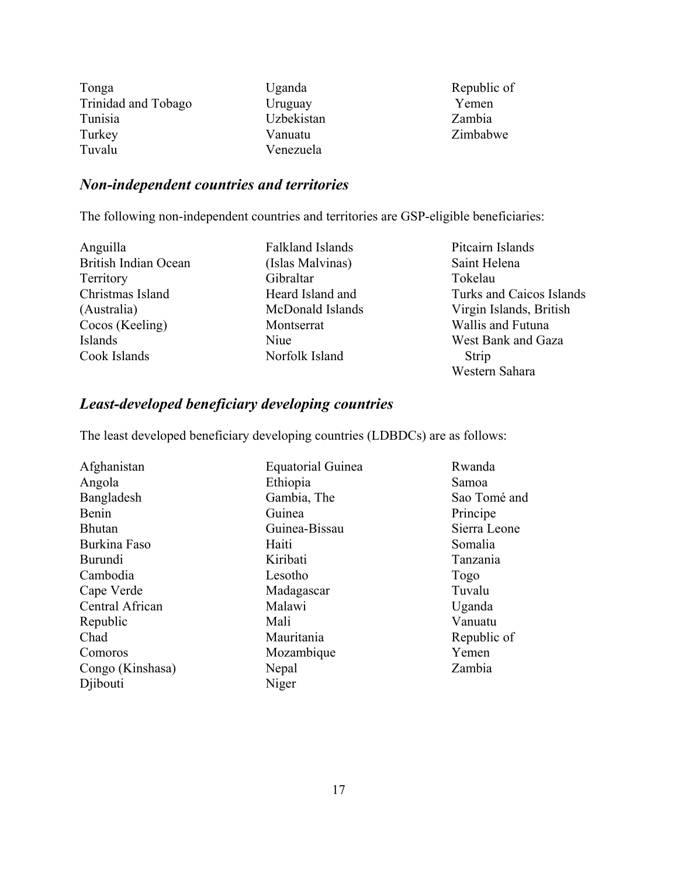Tonga
Trinidad and Tobago
Tunisia
Turkey
Tuvalu
Uganda
Uruguay
Uzbekistan
Vanuatu
Venezuela
Republic of Yemen
Zambia
Zimbabwe

### *Non-independent countries and territories*

The following non-independent countries and territories are GSP-eligible beneficiaries:

Anguilla
British Indian Ocean Territory
Christmas Island (Australia)
Cocos (Keeling) Islands
Cook Islands
Falkland Islands (Islas Malvinas)
Gibraltar
Heard Island and McDonald Islands
Montserrat
Niue
Norfolk Island
Pitcairn Islands
Saint Helena
Tokelau
Turks and Caicos Islands
Virgin Islands, British
Wallis and Futuna
West Bank and Gaza Strip
Western Sahara

### *Least-developed beneficiary developing countries*

The least developed beneficiary developing countries (LDBDCs) are as follows:

Afghanistan
Angola
Bangladesh
Benin
Bhutan
Burkina Faso
Burundi
Cambodia
Cape Verde
Central African Republic
Chad
Comoros
Congo (Kinshasa)
Djibouti
Equatorial Guinea
Ethiopia
Gambia, The
Guinea
Guinea-Bissau
Haiti
Kiribati
Lesotho
Madagascar
Malawi
Mali
Mauritania
Mozambique
Nepal
Niger
Rwanda
Samoa
Sao Tomé and Principe
Sierra Leone
Somalia
Tanzania
Togo
Tuvalu
Uganda
Vanuatu
Republic of Yemen
Zambia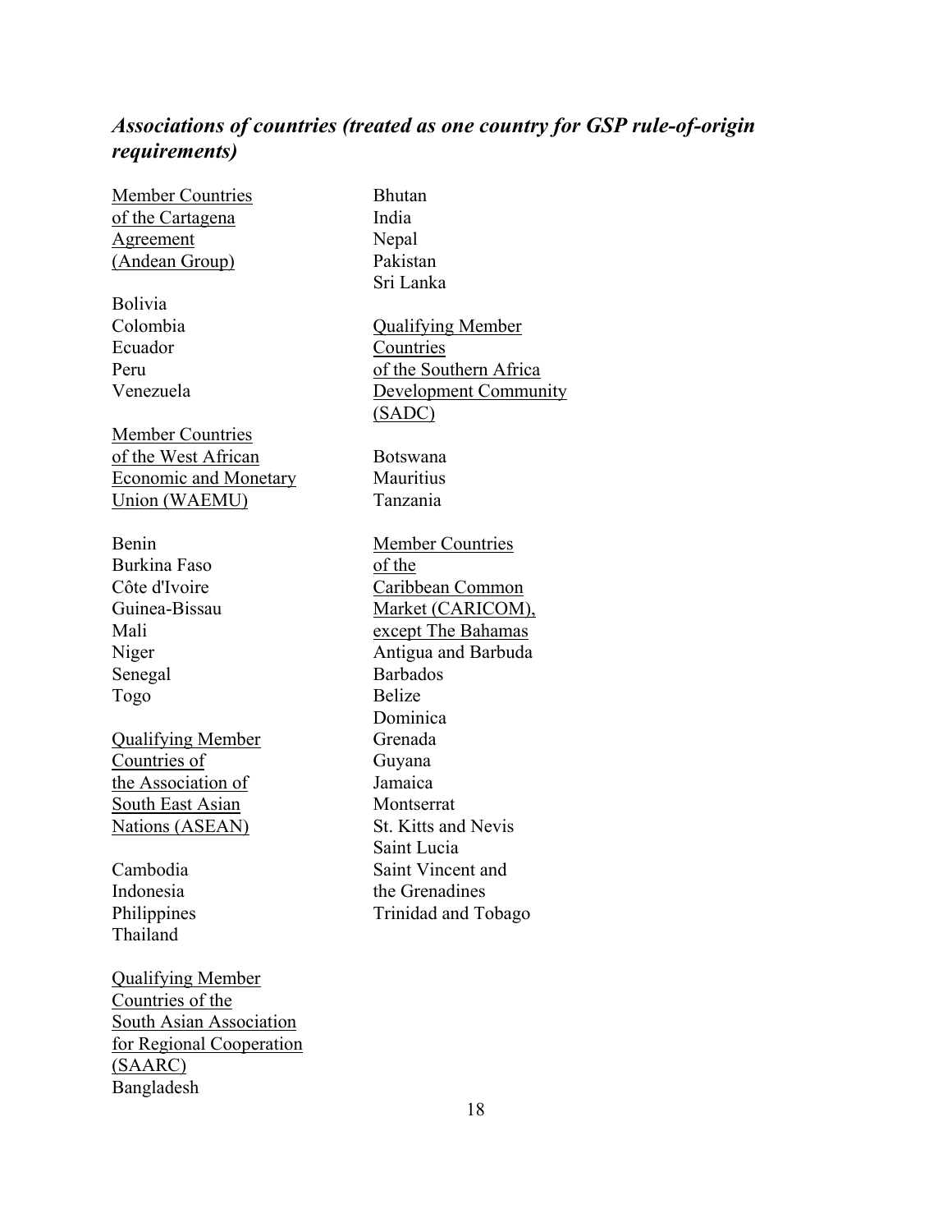## *Associations of countries (treated as one country for GSP rule-of-origin requirements)*

<u>Member Countries of the Cartagena Agreement (Andean Group)</u>

Bolivia
Colombia
Ecuador
Peru
Venezuela

<u>Member Countries of the West African Economic and Monetary Union (WAEMU)</u>

Benin
Burkina Faso
Côte d'Ivoire
Guinea-Bissau
Mali
Niger
Senegal
Togo

<u>Qualifying Member Countries of the Association of South East Asian Nations (ASEAN)</u>

Cambodia
Indonesia
Philippines
Thailand

<u>Qualifying Member Countries of the South Asian Association for Regional Cooperation (SAARC)</u>
Bangladesh
Bhutan
India
Nepal
Pakistan
Sri Lanka

<u>Qualifying Member Countries of the Southern Africa Development Community (SADC)</u>

Botswana
Mauritius
Tanzania

<u>Member Countries of the Caribbean Common Market (CARICOM), except The Bahamas</u>
Antigua and Barbuda
Barbados
Belize
Dominica
Grenada
Guyana
Jamaica
Montserrat
St. Kitts and Nevis
Saint Lucia
Saint Vincent and the Grenadines
Trinidad and Tobago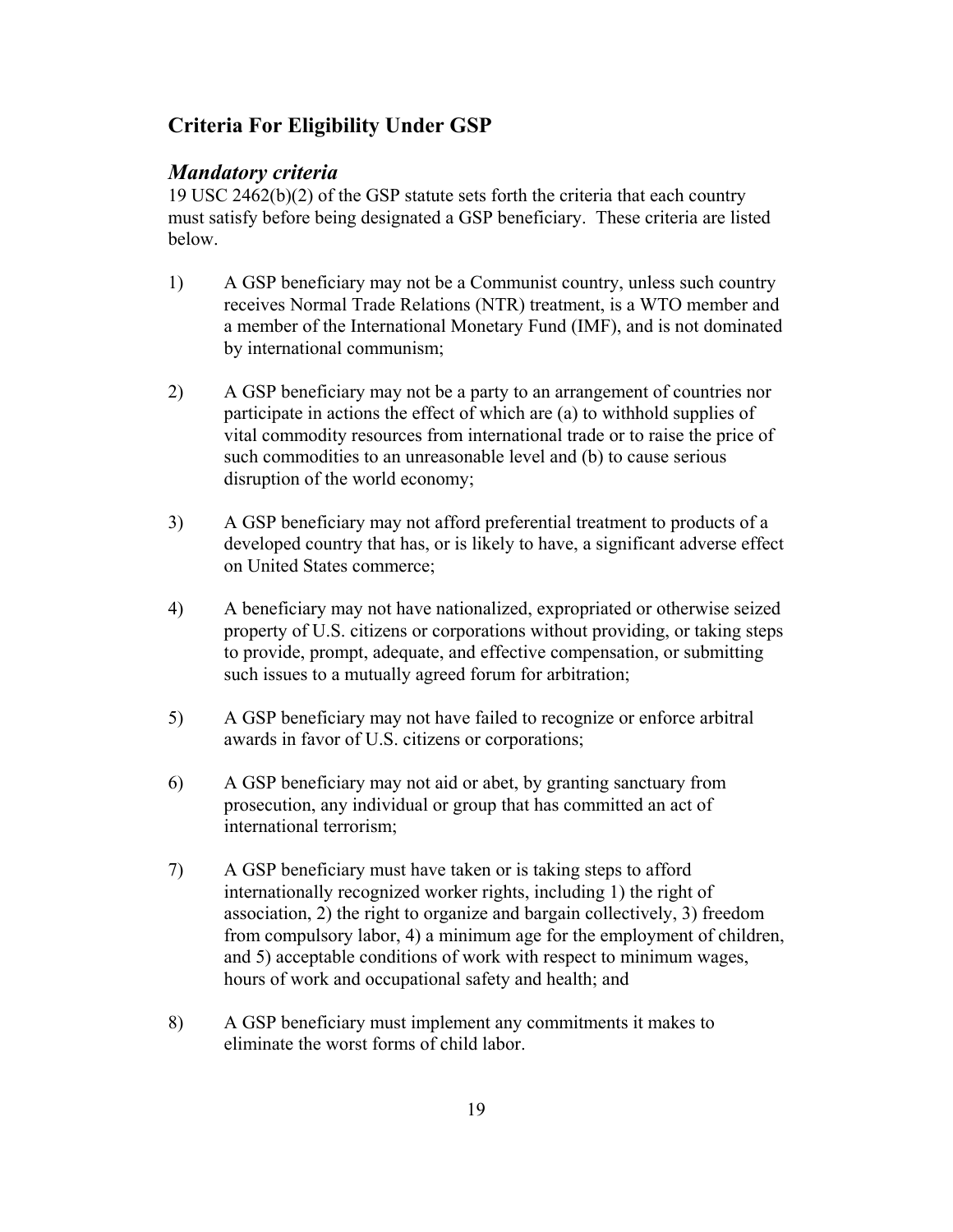## Criteria For Eligibility Under GSP

### *Mandatory criteria*

19 USC 2462(b)(2) of the GSP statute sets forth the criteria that each country must satisfy before being designated a GSP beneficiary. These criteria are listed below.

1) A GSP beneficiary may not be a Communist country, unless such country receives Normal Trade Relations (NTR) treatment, is a WTO member and a member of the International Monetary Fund (IMF), and is not dominated by international communism;

2) A GSP beneficiary may not be a party to an arrangement of countries nor participate in actions the effect of which are (a) to withhold supplies of vital commodity resources from international trade or to raise the price of such commodities to an unreasonable level and (b) to cause serious disruption of the world economy;

3) A GSP beneficiary may not afford preferential treatment to products of a developed country that has, or is likely to have, a significant adverse effect on United States commerce;

4) A beneficiary may not have nationalized, expropriated or otherwise seized property of U.S. citizens or corporations without providing, or taking steps to provide, prompt, adequate, and effective compensation, or submitting such issues to a mutually agreed forum for arbitration;

5) A GSP beneficiary may not have failed to recognize or enforce arbitral awards in favor of U.S. citizens or corporations;

6) A GSP beneficiary may not aid or abet, by granting sanctuary from prosecution, any individual or group that has committed an act of international terrorism;

7) A GSP beneficiary must have taken or is taking steps to afford internationally recognized worker rights, including 1) the right of association, 2) the right to organize and bargain collectively, 3) freedom from compulsory labor, 4) a minimum age for the employment of children, and 5) acceptable conditions of work with respect to minimum wages, hours of work and occupational safety and health; and

8) A GSP beneficiary must implement any commitments it makes to eliminate the worst forms of child labor.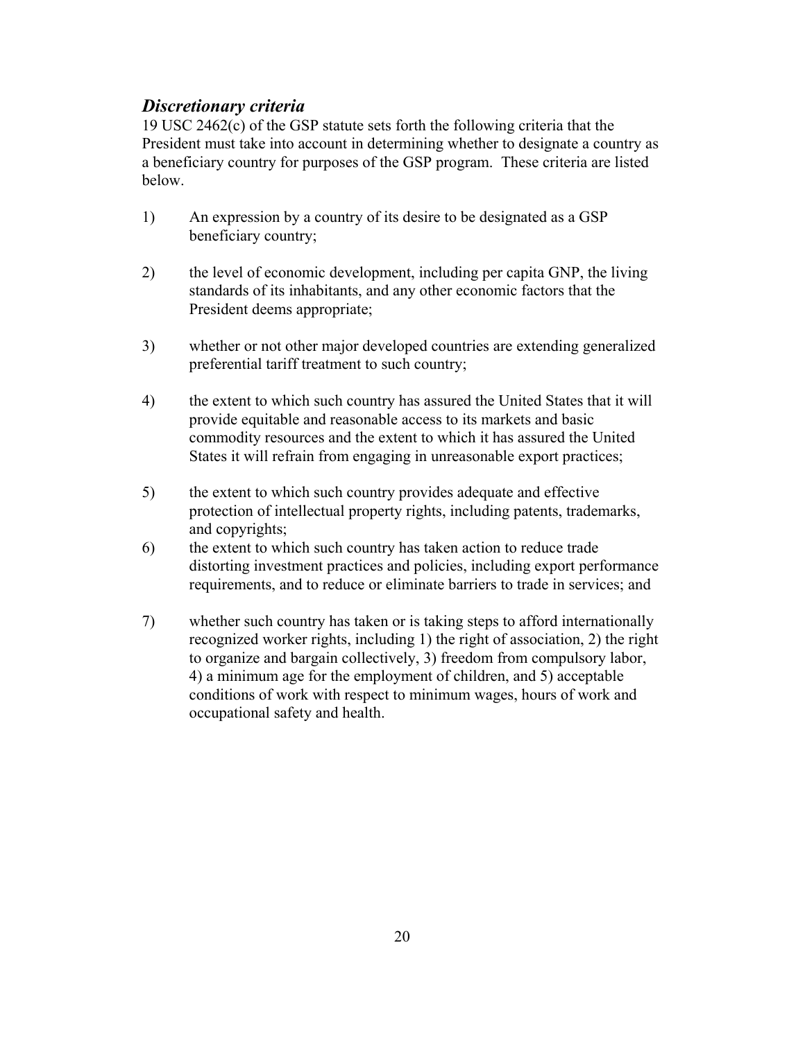### *Discretionary criteria*

19 USC 2462(c) of the GSP statute sets forth the following criteria that the President must take into account in determining whether to designate a country as a beneficiary country for purposes of the GSP program. These criteria are listed below.

1) An expression by a country of its desire to be designated as a GSP beneficiary country;

2) the level of economic development, including per capita GNP, the living standards of its inhabitants, and any other economic factors that the President deems appropriate;

3) whether or not other major developed countries are extending generalized preferential tariff treatment to such country;

4) the extent to which such country has assured the United States that it will provide equitable and reasonable access to its markets and basic commodity resources and the extent to which it has assured the United States it will refrain from engaging in unreasonable export practices;

5) the extent to which such country provides adequate and effective protection of intellectual property rights, including patents, trademarks, and copyrights;

6) the extent to which such country has taken action to reduce trade distorting investment practices and policies, including export performance requirements, and to reduce or eliminate barriers to trade in services; and

7) whether such country has taken or is taking steps to afford internationally recognized worker rights, including 1) the right of association, 2) the right to organize and bargain collectively, 3) freedom from compulsory labor, 4) a minimum age for the employment of children, and 5) acceptable conditions of work with respect to minimum wages, hours of work and occupational safety and health.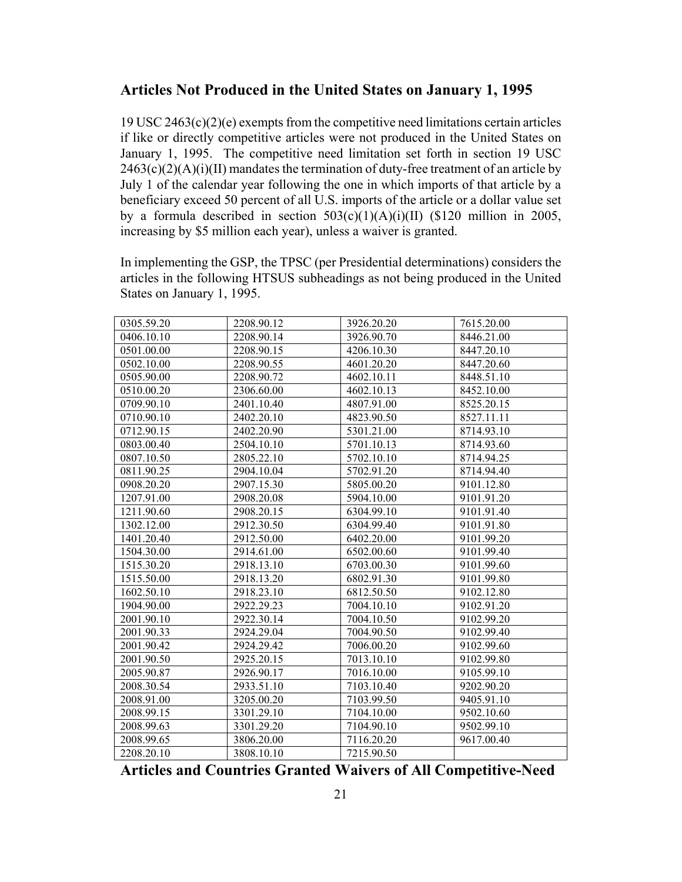## Articles Not Produced in the United States on January 1, 1995

19 USC 2463(c)(2)(e) exempts from the competitive need limitations certain articles if like or directly competitive articles were not produced in the United States on January 1, 1995. The competitive need limitation set forth in section 19 USC 2463(c)(2)(A)(i)(II) mandates the termination of duty-free treatment of an article by July 1 of the calendar year following the one in which imports of that article by a beneficiary exceed 50 percent of all U.S. imports of the article or a dollar value set by a formula described in section 503(c)(1)(A)(i)(II) ($120 million in 2005, increasing by $5 million each year), unless a waiver is granted.

In implementing the GSP, the TPSC (per Presidential determinations) considers the articles in the following HTSUS subheadings as not being produced in the United States on January 1, 1995.

| | | | |
|---|---|---|---|
| 0305.59.20 | 2208.90.12 | 3926.20.20 | 7615.20.00 |
| 0406.10.10 | 2208.90.14 | 3926.90.70 | 8446.21.00 |
| 0501.00.00 | 2208.90.15 | 4206.10.30 | 8447.20.10 |
| 0502.10.00 | 2208.90.55 | 4601.20.20 | 8447.20.60 |
| 0505.90.00 | 2208.90.72 | 4602.10.11 | 8448.51.10 |
| 0510.00.20 | 2306.60.00 | 4602.10.13 | 8452.10.00 |
| 0709.90.10 | 2401.10.40 | 4807.91.00 | 8525.20.15 |
| 0710.90.10 | 2402.20.10 | 4823.90.50 | 8527.11.11 |
| 0712.90.15 | 2402.20.90 | 5301.21.00 | 8714.93.10 |
| 0803.00.40 | 2504.10.10 | 5701.10.13 | 8714.93.60 |
| 0807.10.50 | 2805.22.10 | 5702.10.10 | 8714.94.25 |
| 0811.90.25 | 2904.10.04 | 5702.91.20 | 8714.94.40 |
| 0908.20.20 | 2907.15.30 | 5805.00.20 | 9101.12.80 |
| 1207.91.00 | 2908.20.08 | 5904.10.00 | 9101.91.20 |
| 1211.90.60 | 2908.20.15 | 6304.99.10 | 9101.91.40 |
| 1302.12.00 | 2912.30.50 | 6304.99.40 | 9101.91.80 |
| 1401.20.40 | 2912.50.00 | 6402.20.00 | 9101.99.20 |
| 1504.30.00 | 2914.61.00 | 6502.00.60 | 9101.99.40 |
| 1515.30.20 | 2918.13.10 | 6703.00.30 | 9101.99.60 |
| 1515.50.00 | 2918.13.20 | 6802.91.30 | 9101.99.80 |
| 1602.50.10 | 2918.23.10 | 6812.50.50 | 9102.12.80 |
| 1904.90.00 | 2922.29.23 | 7004.10.10 | 9102.91.20 |
| 2001.90.10 | 2922.30.14 | 7004.10.50 | 9102.99.20 |
| 2001.90.33 | 2924.29.04 | 7004.90.50 | 9102.99.40 |
| 2001.90.42 | 2924.29.42 | 7006.00.20 | 9102.99.60 |
| 2001.90.50 | 2925.20.15 | 7013.10.10 | 9102.99.80 |
| 2005.90.87 | 2926.90.17 | 7016.10.00 | 9105.99.10 |
| 2008.30.54 | 2933.51.10 | 7103.10.40 | 9202.90.20 |
| 2008.91.00 | 3205.00.20 | 7103.99.50 | 9405.91.10 |
| 2008.99.15 | 3301.29.10 | 7104.10.00 | 9502.10.60 |
| 2008.99.63 | 3301.29.20 | 7104.90.10 | 9502.99.10 |
| 2008.99.65 | 3806.20.00 | 7116.20.20 | 9617.00.40 |
| 2208.20.10 | 3808.10.10 | 7215.90.50 | |

## Articles and Countries Granted Waivers of All Competitive-Need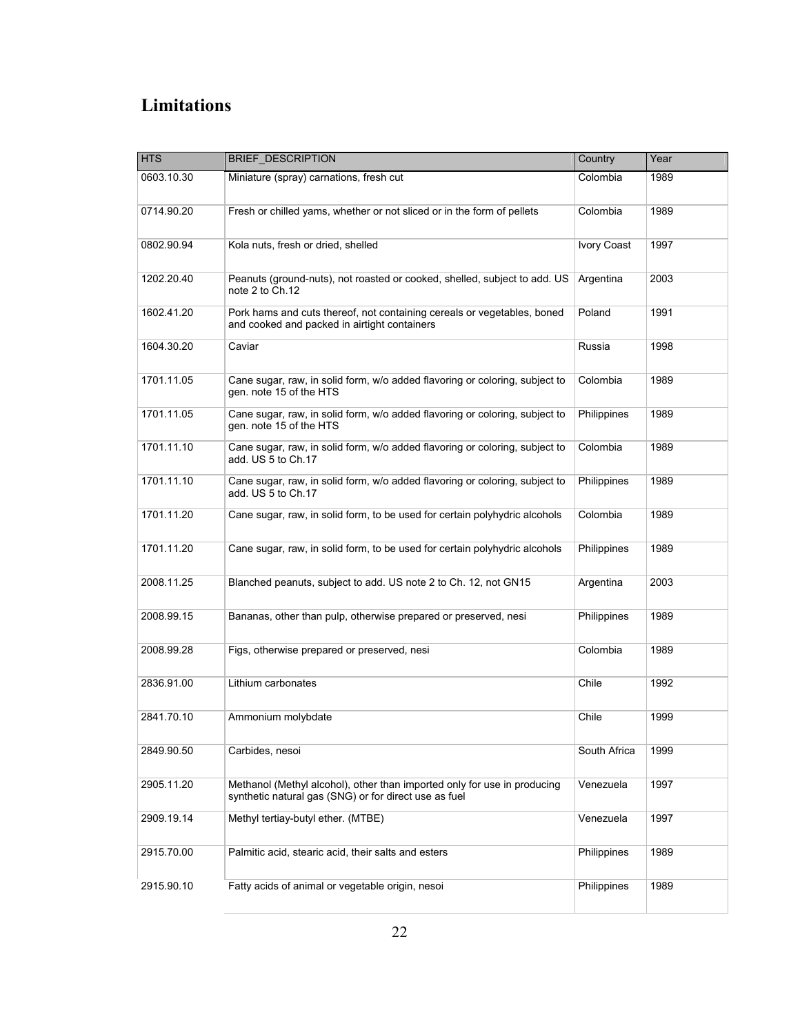# Limitations

| HTS | BRIEF_DESCRIPTION | Country | Year |
|---|---|---|---|
| 0603.10.30 | Miniature (spray) carnations, fresh cut | Colombia | 1989 |
| 0714.90.20 | Fresh or chilled yams, whether or not sliced or in the form of pellets | Colombia | 1989 |
| 0802.90.94 | Kola nuts, fresh or dried, shelled | Ivory Coast | 1997 |
| 1202.20.40 | Peanuts (ground-nuts), not roasted or cooked, shelled, subject to add. US note 2 to Ch.12 | Argentina | 2003 |
| 1602.41.20 | Pork hams and cuts thereof, not containing cereals or vegetables, boned and cooked and packed in airtight containers | Poland | 1991 |
| 1604.30.20 | Caviar | Russia | 1998 |
| 1701.11.05 | Cane sugar, raw, in solid form, w/o added flavoring or coloring, subject to gen. note 15 of the HTS | Colombia | 1989 |
| 1701.11.05 | Cane sugar, raw, in solid form, w/o added flavoring or coloring, subject to gen. note 15 of the HTS | Philippines | 1989 |
| 1701.11.10 | Cane sugar, raw, in solid form, w/o added flavoring or coloring, subject to add. US 5 to Ch.17 | Colombia | 1989 |
| 1701.11.10 | Cane sugar, raw, in solid form, w/o added flavoring or coloring, subject to add. US 5 to Ch.17 | Philippines | 1989 |
| 1701.11.20 | Cane sugar, raw, in solid form, to be used for certain polyhydric alcohols | Colombia | 1989 |
| 1701.11.20 | Cane sugar, raw, in solid form, to be used for certain polyhydric alcohols | Philippines | 1989 |
| 2008.11.25 | Blanched peanuts, subject to add. US note 2 to Ch. 12, not GN15 | Argentina | 2003 |
| 2008.99.15 | Bananas, other than pulp, otherwise prepared or preserved, nesi | Philippines | 1989 |
| 2008.99.28 | Figs, otherwise prepared or preserved, nesi | Colombia | 1989 |
| 2836.91.00 | Lithium carbonates | Chile | 1992 |
| 2841.70.10 | Ammonium molybdate | Chile | 1999 |
| 2849.90.50 | Carbides, nesoi | South Africa | 1999 |
| 2905.11.20 | Methanol (Methyl alcohol), other than imported only for use in producing synthetic natural gas (SNG) or for direct use as fuel | Venezuela | 1997 |
| 2909.19.14 | Methyl tertiay-butyl ether. (MTBE) | Venezuela | 1997 |
| 2915.70.00 | Palmitic acid, stearic acid, their salts and esters | Philippines | 1989 |
| 2915.90.10 | Fatty acids of animal or vegetable origin, nesoi | Philippines | 1989 |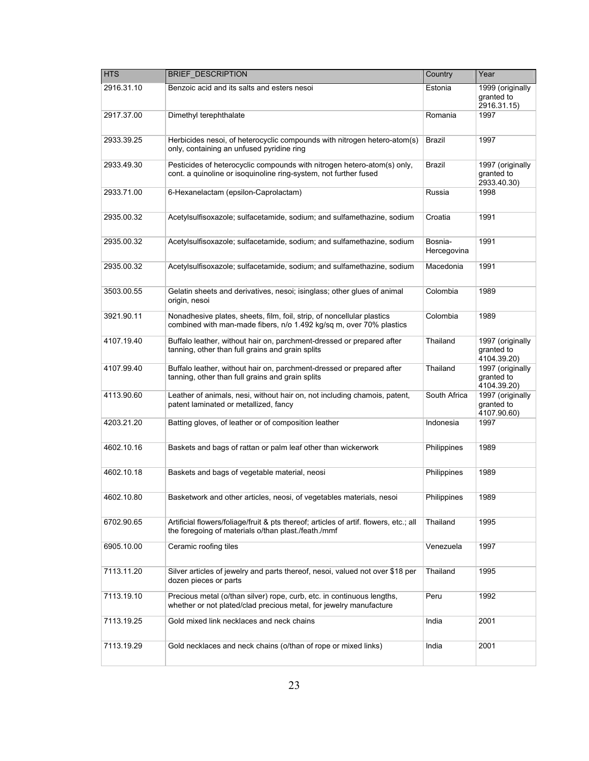| HTS | BRIEF_DESCRIPTION | Country | Year |
| --- | --- | --- | --- |
| 2916.31.10 | Benzoic acid and its salts and esters nesoi | Estonia | 1999 (originally granted to 2916.31.15) |
| 2917.37.00 | Dimethyl terephthalate | Romania | 1997 |
| 2933.39.25 | Herbicides nesoi, of heterocyclic compounds with nitrogen hetero-atom(s) only, containing an unfused pyridine ring | Brazil | 1997 |
| 2933.49.30 | Pesticides of heterocyclic compounds with nitrogen hetero-atom(s) only, cont. a quinoline or isoquinoline ring-system, not further fused | Brazil | 1997 (originally granted to 2933.40.30) |
| 2933.71.00 | 6-Hexanelactam (epsilon-Caprolactam) | Russia | 1998 |
| 2935.00.32 | Acetylsulfisoxazole; sulfacetamide, sodium; and sulfamethazine, sodium | Croatia | 1991 |
| 2935.00.32 | Acetylsulfisoxazole; sulfacetamide, sodium; and sulfamethazine, sodium | Bosnia-Hercegovina | 1991 |
| 2935.00.32 | Acetylsulfisoxazole; sulfacetamide, sodium; and sulfamethazine, sodium | Macedonia | 1991 |
| 3503.00.55 | Gelatin sheets and derivatives, nesoi; isinglass; other glues of animal origin, nesoi | Colombia | 1989 |
| 3921.90.11 | Nonadhesive plates, sheets, film, foil, strip, of noncellular plastics combined with man-made fibers, n/o 1.492 kg/sq m, over 70% plastics | Colombia | 1989 |
| 4107.19.40 | Buffalo leather, without hair on, parchment-dressed or prepared after tanning, other than full grains and grain splits | Thailand | 1997 (originally granted to 4104.39.20) |
| 4107.99.40 | Buffalo leather, without hair on, parchment-dressed or prepared after tanning, other than full grains and grain splits | Thailand | 1997 (originally granted to 4104.39.20) |
| 4113.90.60 | Leather of animals, nesi, without hair on, not including chamois, patent, patent laminated or metallized, fancy | South Africa | 1997 (originally granted to 4107.90.60) |
| 4203.21.20 | Batting gloves, of leather or of composition leather | Indonesia | 1997 |
| 4602.10.16 | Baskets and bags of rattan or palm leaf other than wickerwork | Philippines | 1989 |
| 4602.10.18 | Baskets and bags of vegetable material, neosi | Philippines | 1989 |
| 4602.10.80 | Basketwork and other articles, neosi, of vegetables materials, nesoi | Philippines | 1989 |
| 6702.90.65 | Artificial flowers/foliage/fruit & pts thereof; articles of artif. flowers, etc.; all the foregoing of materials o/than plast./feath./mmf | Thailand | 1995 |
| 6905.10.00 | Ceramic roofing tiles | Venezuela | 1997 |
| 7113.11.20 | Silver articles of jewelry and parts thereof, nesoi, valued not over $18 per dozen pieces or parts | Thailand | 1995 |
| 7113.19.10 | Precious metal (o/than silver) rope, curb, etc. in continuous lengths, whether or not plated/clad precious metal, for jewelry manufacture | Peru | 1992 |
| 7113.19.25 | Gold mixed link necklaces and neck chains | India | 2001 |
| 7113.19.29 | Gold necklaces and neck chains (o/than of rope or mixed links) | India | 2001 |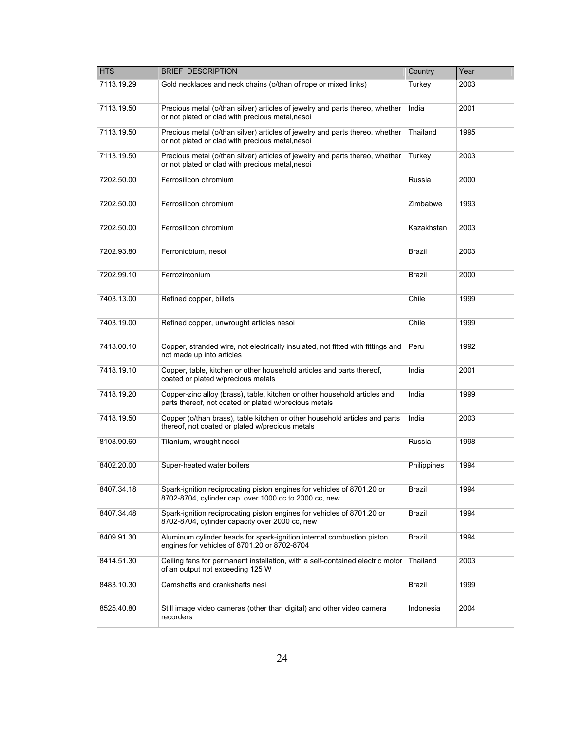| HTS | BRIEF_DESCRIPTION | Country | Year |
|---|---|---|---|
| 7113.19.29 | Gold necklaces and neck chains (o/than of rope or mixed links) | Turkey | 2003 |
| 7113.19.50 | Precious metal (o/than silver) articles of jewelry and parts thereo, whether or not plated or clad with precious metal,nesoi | India | 2001 |
| 7113.19.50 | Precious metal (o/than silver) articles of jewelry and parts thereo, whether or not plated or clad with precious metal,nesoi | Thailand | 1995 |
| 7113.19.50 | Precious metal (o/than silver) articles of jewelry and parts thereo, whether or not plated or clad with precious metal,nesoi | Turkey | 2003 |
| 7202.50.00 | Ferrosilicon chromium | Russia | 2000 |
| 7202.50.00 | Ferrosilicon chromium | Zimbabwe | 1993 |
| 7202.50.00 | Ferrosilicon chromium | Kazakhstan | 2003 |
| 7202.93.80 | Ferroniobium, nesoi | Brazil | 2003 |
| 7202.99.10 | Ferrozirconium | Brazil | 2000 |
| 7403.13.00 | Refined copper, billets | Chile | 1999 |
| 7403.19.00 | Refined copper, unwrought articles nesoi | Chile | 1999 |
| 7413.00.10 | Copper, stranded wire, not electrically insulated, not fitted with fittings and not made up into articles | Peru | 1992 |
| 7418.19.10 | Copper, table, kitchen or other household articles and parts thereof, coated or plated w/precious metals | India | 2001 |
| 7418.19.20 | Copper-zinc alloy (brass), table, kitchen or other household articles and parts thereof, not coated or plated w/precious metals | India | 1999 |
| 7418.19.50 | Copper (o/than brass), table kitchen or other household articles and parts thereof, not coated or plated w/precious metals | India | 2003 |
| 8108.90.60 | Titanium, wrought nesoi | Russia | 1998 |
| 8402.20.00 | Super-heated water boilers | Philippines | 1994 |
| 8407.34.18 | Spark-ignition reciprocating piston engines for vehicles of 8701.20 or 8702-8704, cylinder cap. over 1000 cc to 2000 cc, new | Brazil | 1994 |
| 8407.34.48 | Spark-ignition reciprocating piston engines for vehicles of 8701.20 or 8702-8704, cylinder capacity over 2000 cc, new | Brazil | 1994 |
| 8409.91.30 | Aluminum cylinder heads for spark-ignition internal combustion piston engines for vehicles of 8701.20 or 8702-8704 | Brazil | 1994 |
| 8414.51.30 | Ceiling fans for permanent installation, with a self-contained electric motor of an output not exceeding 125 W | Thailand | 2003 |
| 8483.10.30 | Camshafts and crankshafts nesi | Brazil | 1999 |
| 8525.40.80 | Still image video cameras (other than digital) and other video camera recorders | Indonesia | 2004 |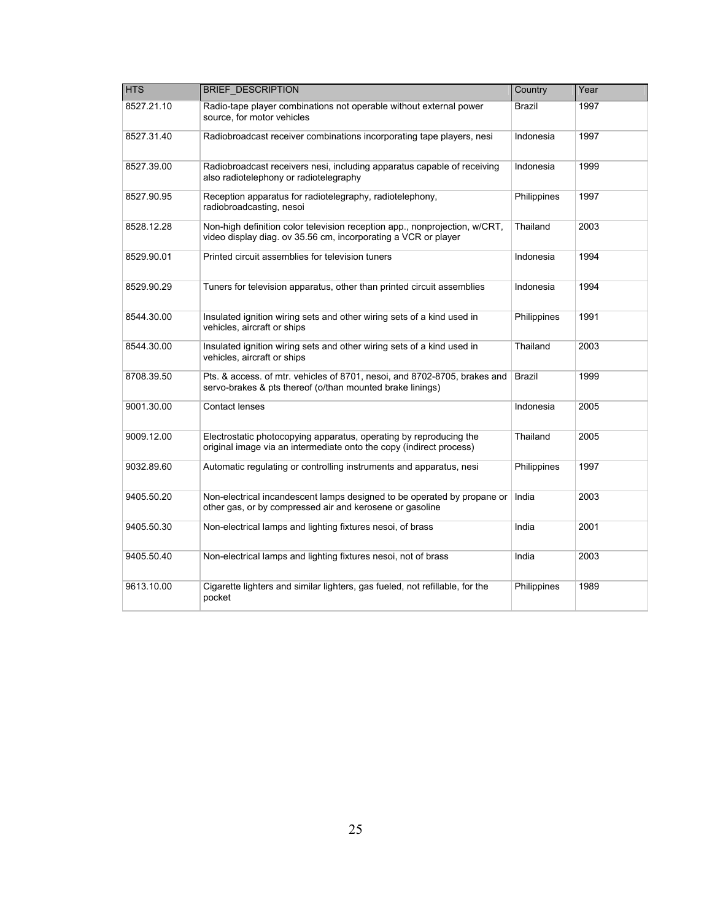| HTS | BRIEF_DESCRIPTION | Country | Year |
|---|---|---|---|
| 8527.21.10 | Radio-tape player combinations not operable without external power source, for motor vehicles | Brazil | 1997 |
| 8527.31.40 | Radiobroadcast receiver combinations incorporating tape players, nesi | Indonesia | 1997 |
| 8527.39.00 | Radiobroadcast receivers nesi, including apparatus capable of receiving also radiotelephony or radiotelegraphy | Indonesia | 1999 |
| 8527.90.95 | Reception apparatus for radiotelegraphy, radiotelephony, radiobroadcasting, nesoi | Philippines | 1997 |
| 8528.12.28 | Non-high definition color television reception app., nonprojection, w/CRT, video display diag. ov 35.56 cm, incorporating a VCR or player | Thailand | 2003 |
| 8529.90.01 | Printed circuit assemblies for television tuners | Indonesia | 1994 |
| 8529.90.29 | Tuners for television apparatus, other than printed circuit assemblies | Indonesia | 1994 |
| 8544.30.00 | Insulated ignition wiring sets and other wiring sets of a kind used in vehicles, aircraft or ships | Philippines | 1991 |
| 8544.30.00 | Insulated ignition wiring sets and other wiring sets of a kind used in vehicles, aircraft or ships | Thailand | 2003 |
| 8708.39.50 | Pts. & access. of mtr. vehicles of 8701, nesoi, and 8702-8705, brakes and servo-brakes & pts thereof (o/than mounted brake linings) | Brazil | 1999 |
| 9001.30.00 | Contact lenses | Indonesia | 2005 |
| 9009.12.00 | Electrostatic photocopying apparatus, operating by reproducing the original image via an intermediate onto the copy (indirect process) | Thailand | 2005 |
| 9032.89.60 | Automatic regulating or controlling instruments and apparatus, nesi | Philippines | 1997 |
| 9405.50.20 | Non-electrical incandescent lamps designed to be operated by propane or other gas, or by compressed air and kerosene or gasoline | India | 2003 |
| 9405.50.30 | Non-electrical lamps and lighting fixtures nesoi, of brass | India | 2001 |
| 9405.50.40 | Non-electrical lamps and lighting fixtures nesoi, not of brass | India | 2003 |
| 9613.10.00 | Cigarette lighters and similar lighters, gas fueled, not refillable, for the pocket | Philippines | 1989 |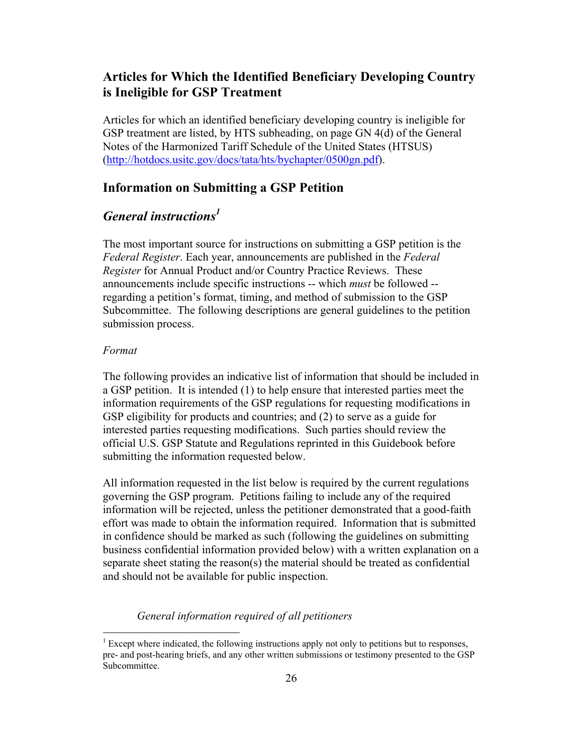## Articles for Which the Identified Beneficiary Developing Country is Ineligible for GSP Treatment

Articles for which an identified beneficiary developing country is ineligible for GSP treatment are listed, by HTS subheading, on page GN 4(d) of the General Notes of the Harmonized Tariff Schedule of the United States (HTSUS) (http://hotdocs.usitc.gov/docs/tata/hts/bychapter/0500gn.pdf).

## Information on Submitting a GSP Petition

### *General instructions*[1]

The most important source for instructions on submitting a GSP petition is the *Federal Register*. Each year, announcements are published in the *Federal Register* for Annual Product and/or Country Practice Reviews. These announcements include specific instructions -- which *must* be followed -- regarding a petition's format, timing, and method of submission to the GSP Subcommittee. The following descriptions are general guidelines to the petition submission process.

*Format*

The following provides an indicative list of information that should be included in a GSP petition. It is intended (1) to help ensure that interested parties meet the information requirements of the GSP regulations for requesting modifications in GSP eligibility for products and countries; and (2) to serve as a guide for interested parties requesting modifications. Such parties should review the official U.S. GSP Statute and Regulations reprinted in this Guidebook before submitting the information requested below.

All information requested in the list below is required by the current regulations governing the GSP program. Petitions failing to include any of the required information will be rejected, unless the petitioner demonstrated that a good-faith effort was made to obtain the information required. Information that is submitted in confidence should be marked as such (following the guidelines on submitting business confidential information provided below) with a written explanation on a separate sheet stating the reason(s) the material should be treated as confidential and should not be available for public inspection.

*General information required of all petitioners*

[1] Except where indicated, the following instructions apply not only to petitions but to responses, pre- and post-hearing briefs, and any other written submissions or testimony presented to the GSP Subcommittee.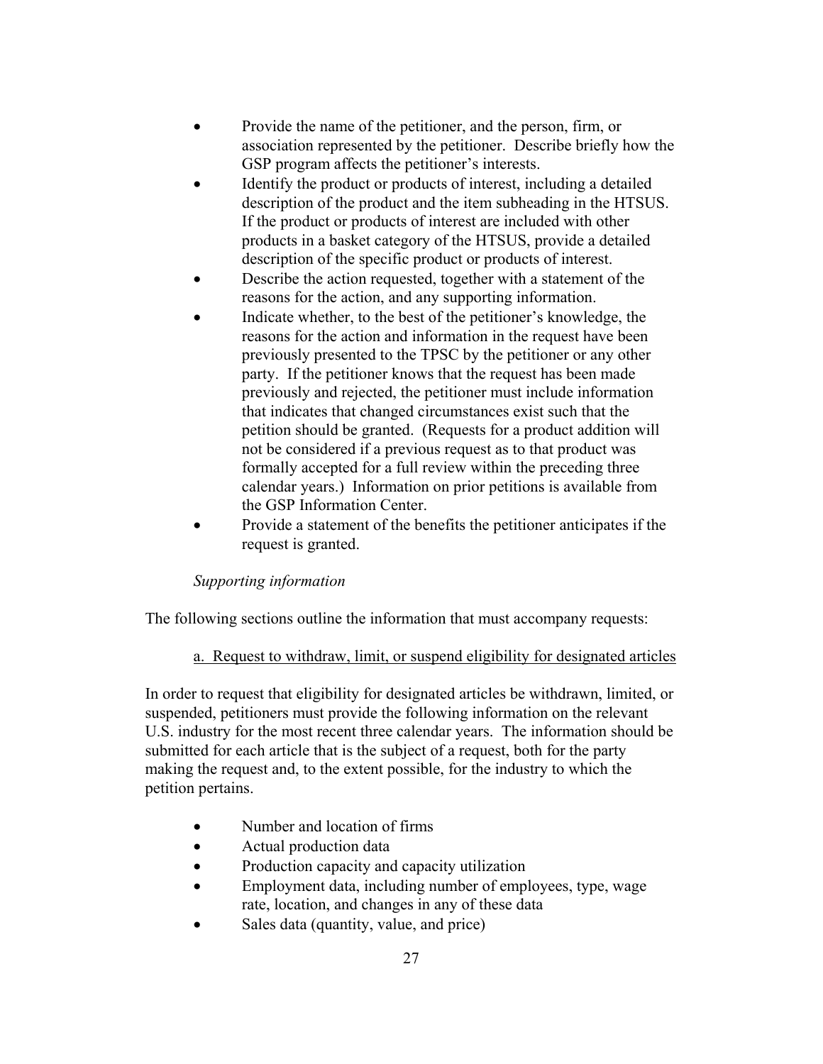- Provide the name of the petitioner, and the person, firm, or association represented by the petitioner. Describe briefly how the GSP program affects the petitioner's interests.
- Identify the product or products of interest, including a detailed description of the product and the item subheading in the HTSUS. If the product or products of interest are included with other products in a basket category of the HTSUS, provide a detailed description of the specific product or products of interest.
- Describe the action requested, together with a statement of the reasons for the action, and any supporting information.
- Indicate whether, to the best of the petitioner's knowledge, the reasons for the action and information in the request have been previously presented to the TPSC by the petitioner or any other party. If the petitioner knows that the request has been made previously and rejected, the petitioner must include information that indicates that changed circumstances exist such that the petition should be granted. (Requests for a product addition will not be considered if a previous request as to that product was formally accepted for a full review within the preceding three calendar years.) Information on prior petitions is available from the GSP Information Center.
- Provide a statement of the benefits the petitioner anticipates if the request is granted.

*Supporting information*

The following sections outline the information that must accompany requests:

<u>a. Request to withdraw, limit, or suspend eligibility for designated articles</u>

In order to request that eligibility for designated articles be withdrawn, limited, or suspended, petitioners must provide the following information on the relevant U.S. industry for the most recent three calendar years. The information should be submitted for each article that is the subject of a request, both for the party making the request and, to the extent possible, for the industry to which the petition pertains.

- Number and location of firms
- Actual production data
- Production capacity and capacity utilization
- Employment data, including number of employees, type, wage rate, location, and changes in any of these data
- Sales data (quantity, value, and price)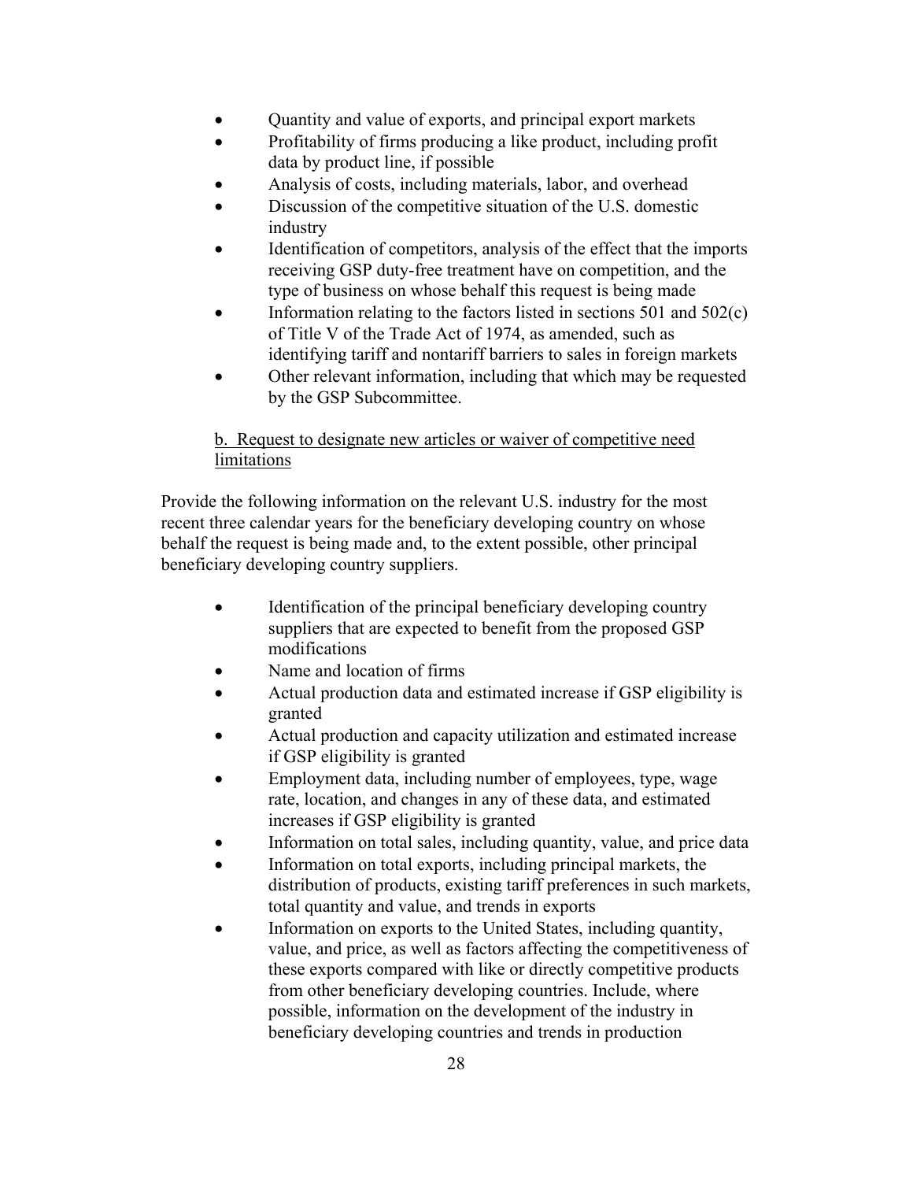- Quantity and value of exports, and principal export markets
- Profitability of firms producing a like product, including profit data by product line, if possible
- Analysis of costs, including materials, labor, and overhead
- Discussion of the competitive situation of the U.S. domestic industry
- Identification of competitors, analysis of the effect that the imports receiving GSP duty-free treatment have on competition, and the type of business on whose behalf this request is being made
- Information relating to the factors listed in sections 501 and 502(c) of Title V of the Trade Act of 1974, as amended, such as identifying tariff and nontariff barriers to sales in foreign markets
- Other relevant information, including that which may be requested by the GSP Subcommittee.

<u>b. Request to designate new articles or waiver of competitive need limitations</u>

Provide the following information on the relevant U.S. industry for the most recent three calendar years for the beneficiary developing country on whose behalf the request is being made and, to the extent possible, other principal beneficiary developing country suppliers.

- Identification of the principal beneficiary developing country suppliers that are expected to benefit from the proposed GSP modifications
- Name and location of firms
- Actual production data and estimated increase if GSP eligibility is granted
- Actual production and capacity utilization and estimated increase if GSP eligibility is granted
- Employment data, including number of employees, type, wage rate, location, and changes in any of these data, and estimated increases if GSP eligibility is granted
- Information on total sales, including quantity, value, and price data
- Information on total exports, including principal markets, the distribution of products, existing tariff preferences in such markets, total quantity and value, and trends in exports
- Information on exports to the United States, including quantity, value, and price, as well as factors affecting the competitiveness of these exports compared with like or directly competitive products from other beneficiary developing countries. Include, where possible, information on the development of the industry in beneficiary developing countries and trends in production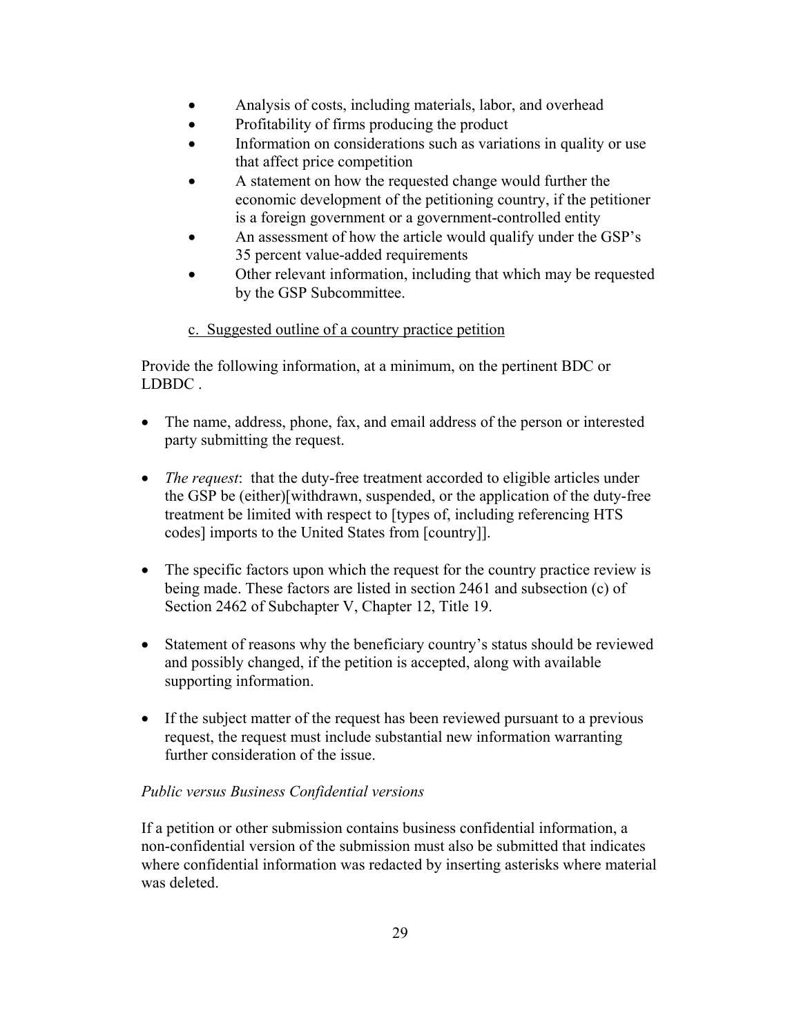- Analysis of costs, including materials, labor, and overhead
- Profitability of firms producing the product
- Information on considerations such as variations in quality or use that affect price competition
- A statement on how the requested change would further the economic development of the petitioning country, if the petitioner is a foreign government or a government-controlled entity
- An assessment of how the article would qualify under the GSP's 35 percent value-added requirements
- Other relevant information, including that which may be requested by the GSP Subcommittee.

c. Suggested outline of a country practice petition

Provide the following information, at a minimum, on the pertinent BDC or LDBDC .

- The name, address, phone, fax, and email address of the person or interested party submitting the request.

- *The request*: that the duty-free treatment accorded to eligible articles under the GSP be (either)[withdrawn, suspended, or the application of the duty-free treatment be limited with respect to [types of, including referencing HTS codes] imports to the United States from [country]].

- The specific factors upon which the request for the country practice review is being made. These factors are listed in section 2461 and subsection (c) of Section 2462 of Subchapter V, Chapter 12, Title 19.

- Statement of reasons why the beneficiary country's status should be reviewed and possibly changed, if the petition is accepted, along with available supporting information.

- If the subject matter of the request has been reviewed pursuant to a previous request, the request must include substantial new information warranting further consideration of the issue.

*Public versus Business Confidential versions*

If a petition or other submission contains business confidential information, a non-confidential version of the submission must also be submitted that indicates where confidential information was redacted by inserting asterisks where material was deleted.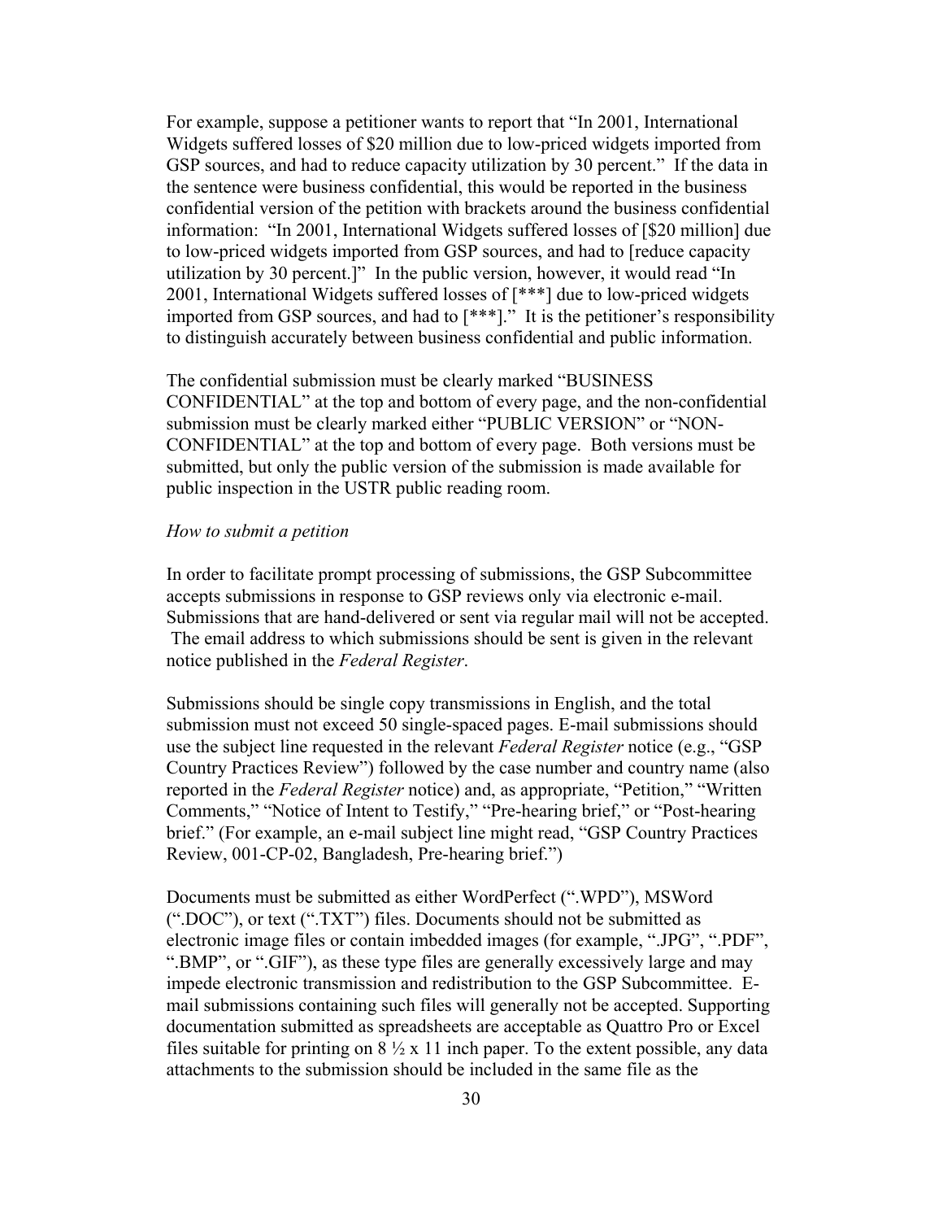For example, suppose a petitioner wants to report that "In 2001, International Widgets suffered losses of $20 million due to low-priced widgets imported from GSP sources, and had to reduce capacity utilization by 30 percent." If the data in the sentence were business confidential, this would be reported in the business confidential version of the petition with brackets around the business confidential information: "In 2001, International Widgets suffered losses of [$20 million] due to low-priced widgets imported from GSP sources, and had to [reduce capacity utilization by 30 percent.]" In the public version, however, it would read "In 2001, International Widgets suffered losses of [***] due to low-priced widgets imported from GSP sources, and had to [***]." It is the petitioner's responsibility to distinguish accurately between business confidential and public information.

The confidential submission must be clearly marked "BUSINESS CONFIDENTIAL" at the top and bottom of every page, and the non-confidential submission must be clearly marked either "PUBLIC VERSION" or "NON-CONFIDENTIAL" at the top and bottom of every page. Both versions must be submitted, but only the public version of the submission is made available for public inspection in the USTR public reading room.

*How to submit a petition*

In order to facilitate prompt processing of submissions, the GSP Subcommittee accepts submissions in response to GSP reviews only via electronic e-mail. Submissions that are hand-delivered or sent via regular mail will not be accepted. The email address to which submissions should be sent is given in the relevant notice published in the *Federal Register*.

Submissions should be single copy transmissions in English, and the total submission must not exceed 50 single-spaced pages. E-mail submissions should use the subject line requested in the relevant *Federal Register* notice (e.g., "GSP Country Practices Review") followed by the case number and country name (also reported in the *Federal Register* notice) and, as appropriate, "Petition," "Written Comments," "Notice of Intent to Testify," "Pre-hearing brief," or "Post-hearing brief." (For example, an e-mail subject line might read, "GSP Country Practices Review, 001-CP-02, Bangladesh, Pre-hearing brief.")

Documents must be submitted as either WordPerfect (".WPD"), MSWord (".DOC"), or text (".TXT") files. Documents should not be submitted as electronic image files or contain imbedded images (for example, ".JPG", ".PDF", ".BMP", or ".GIF"), as these type files are generally excessively large and may impede electronic transmission and redistribution to the GSP Subcommittee. E-mail submissions containing such files will generally not be accepted. Supporting documentation submitted as spreadsheets are acceptable as Quattro Pro or Excel files suitable for printing on 8 ½ x 11 inch paper. To the extent possible, any data attachments to the submission should be included in the same file as the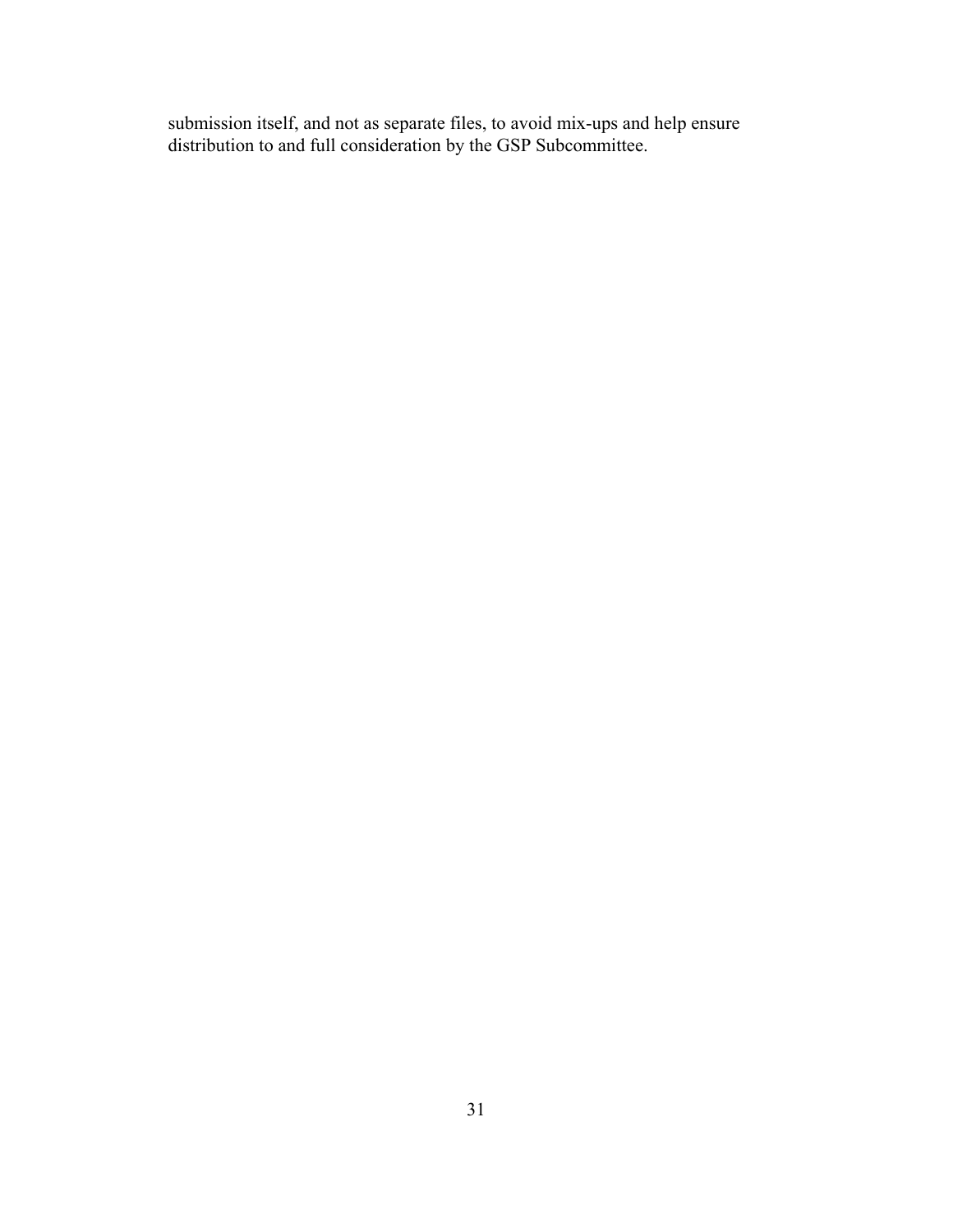submission itself, and not as separate files, to avoid mix-ups and help ensure distribution to and full consideration by the GSP Subcommittee.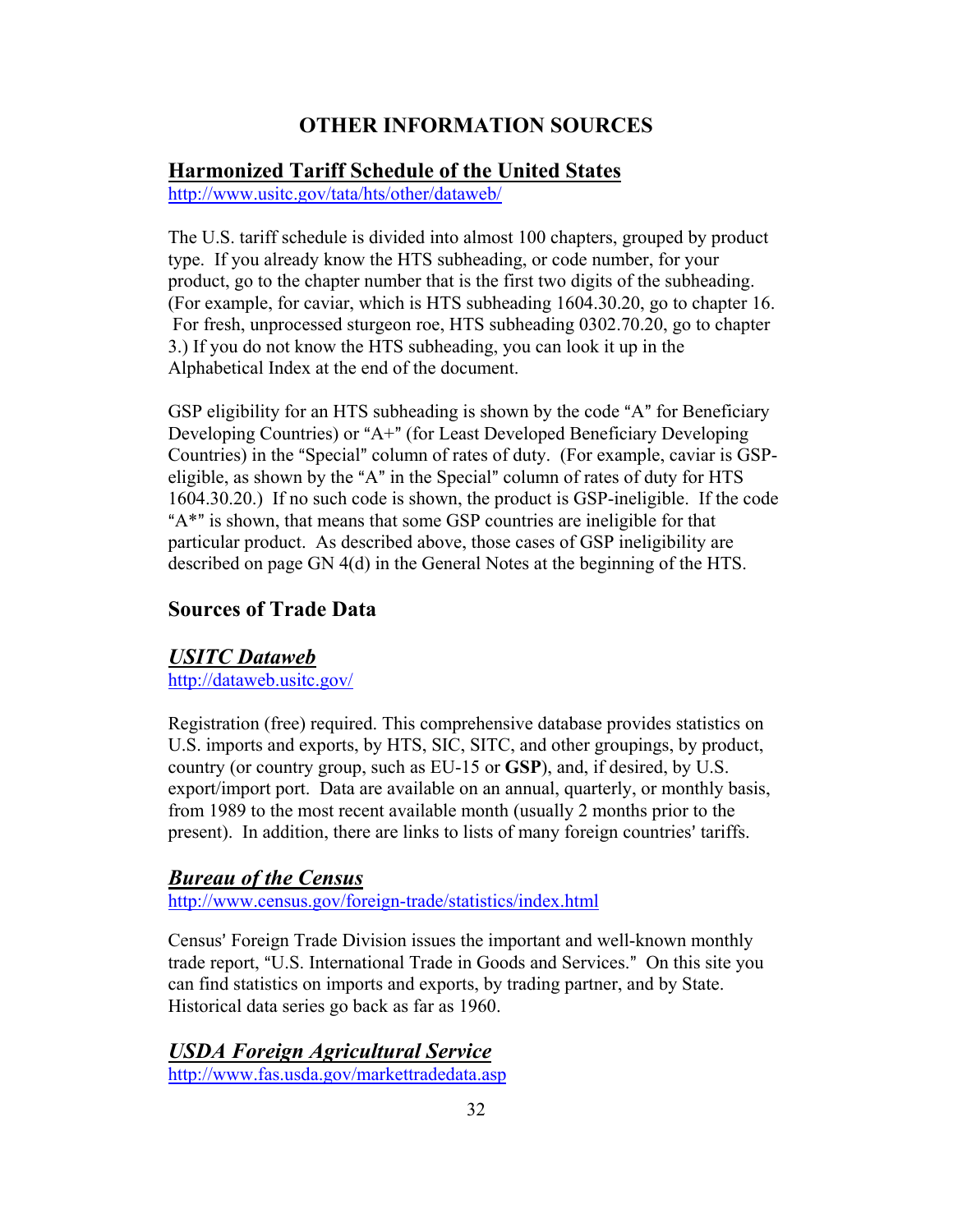# OTHER INFORMATION SOURCES

## Harmonized Tariff Schedule of the United States

http://www.usitc.gov/tata/hts/other/dataweb/

The U.S. tariff schedule is divided into almost 100 chapters, grouped by product type. If you already know the HTS subheading, or code number, for your product, go to the chapter number that is the first two digits of the subheading. (For example, for caviar, which is HTS subheading 1604.30.20, go to chapter 16. For fresh, unprocessed sturgeon roe, HTS subheading 0302.70.20, go to chapter 3.) If you do not know the HTS subheading, you can look it up in the Alphabetical Index at the end of the document.

GSP eligibility for an HTS subheading is shown by the code "A" for Beneficiary Developing Countries) or "A+" (for Least Developed Beneficiary Developing Countries) in the "Special" column of rates of duty. (For example, caviar is GSP-eligible, as shown by the "A" in the Special" column of rates of duty for HTS 1604.30.20.) If no such code is shown, the product is GSP-ineligible. If the code "A*" is shown, that means that some GSP countries are ineligible for that particular product. As described above, those cases of GSP ineligibility are described on page GN 4(d) in the General Notes at the beginning of the HTS.

## Sources of Trade Data

### *USITC Dataweb*

http://dataweb.usitc.gov/

Registration (free) required. This comprehensive database provides statistics on U.S. imports and exports, by HTS, SIC, SITC, and other groupings, by product, country (or country group, such as EU-15 or **GSP**), and, if desired, by U.S. export/import port. Data are available on an annual, quarterly, or monthly basis, from 1989 to the most recent available month (usually 2 months prior to the present). In addition, there are links to lists of many foreign countries' tariffs.

### *Bureau of the Census*

http://www.census.gov/foreign-trade/statistics/index.html

Census' Foreign Trade Division issues the important and well-known monthly trade report, "U.S. International Trade in Goods and Services." On this site you can find statistics on imports and exports, by trading partner, and by State. Historical data series go back as far as 1960.

### *USDA Foreign Agricultural Service*

http://www.fas.usda.gov/markettradedata.asp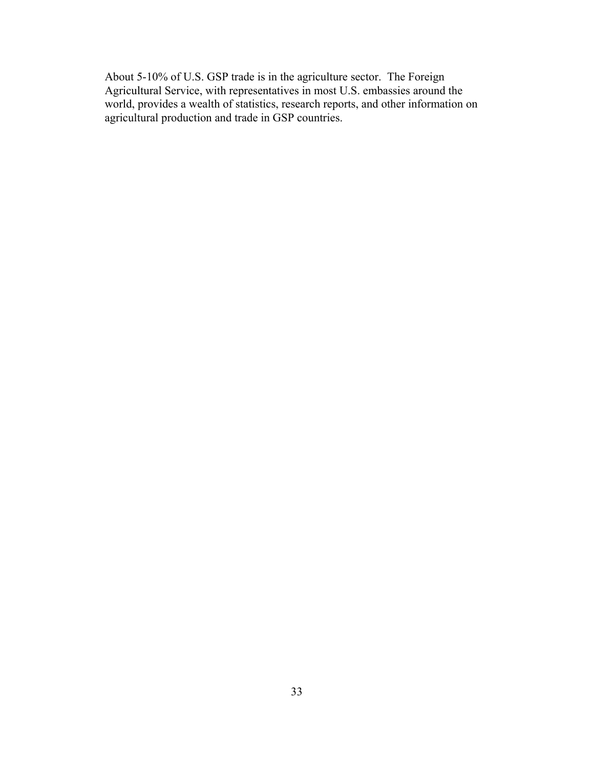About 5-10% of U.S. GSP trade is in the agriculture sector. The Foreign Agricultural Service, with representatives in most U.S. embassies around the world, provides a wealth of statistics, research reports, and other information on agricultural production and trade in GSP countries.